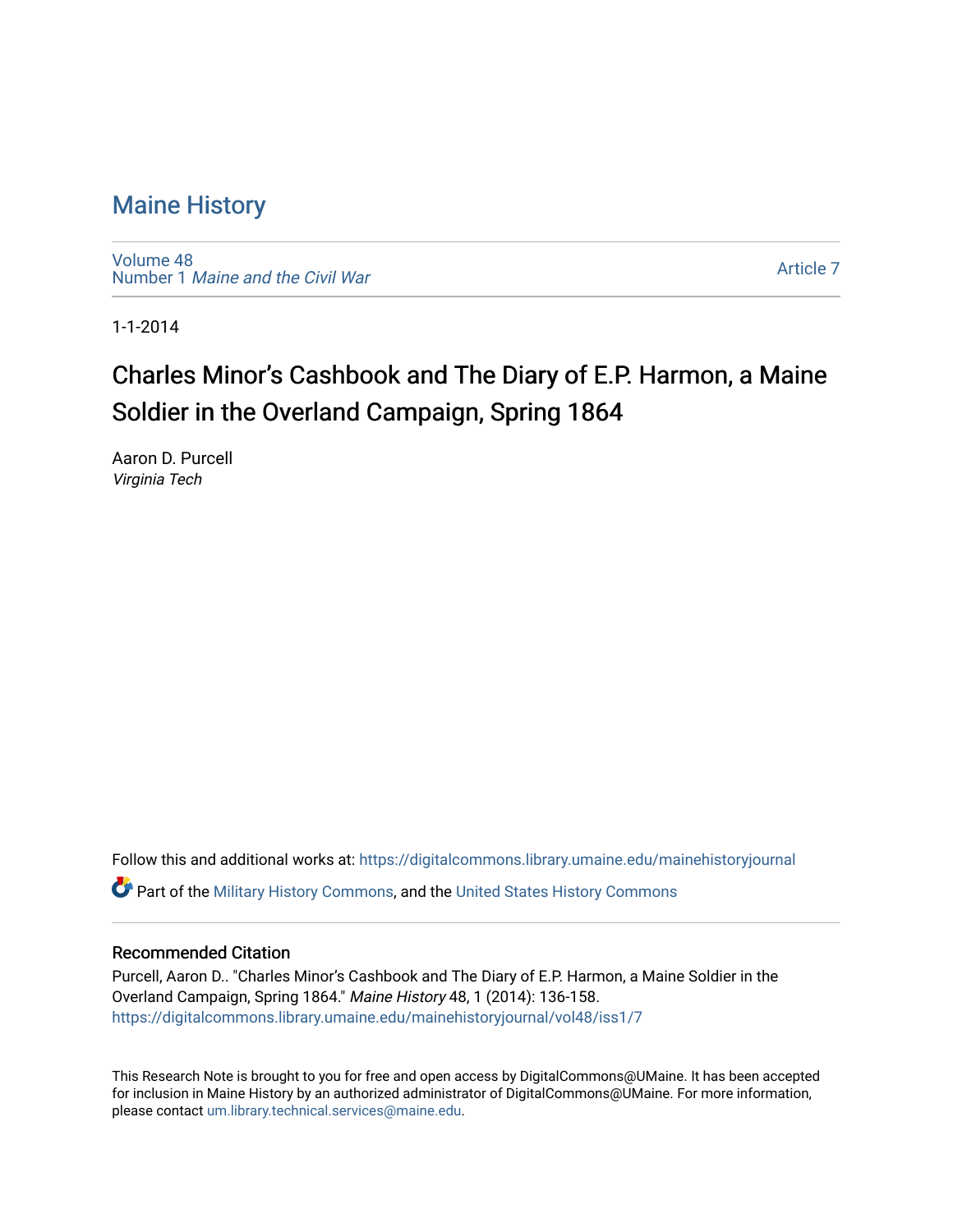# Maine History

Volume 48
Number 1 *Maine and the Civil War*

Article 7

1-1-2014

## Charles Minor's Cashbook and The Diary of E.P. Harmon, a Maine Soldier in the Overland Campaign, Spring 1864

Aaron D. Purcell
*Virginia Tech*

Follow this and additional works at: https://digitalcommons.library.umaine.edu/mainehistoryjournal

Part of the Military History Commons, and the United States History Commons

### Recommended Citation

Purcell, Aaron D.. "Charles Minor's Cashbook and The Diary of E.P. Harmon, a Maine Soldier in the Overland Campaign, Spring 1864." *Maine History* 48, 1 (2014): 136-158.
https://digitalcommons.library.umaine.edu/mainehistoryjournal/vol48/iss1/7

This Research Note is brought to you for free and open access by DigitalCommons@UMaine. It has been accepted for inclusion in Maine History by an authorized administrator of DigitalCommons@UMaine. For more information, please contact um.library.technical.services@maine.edu.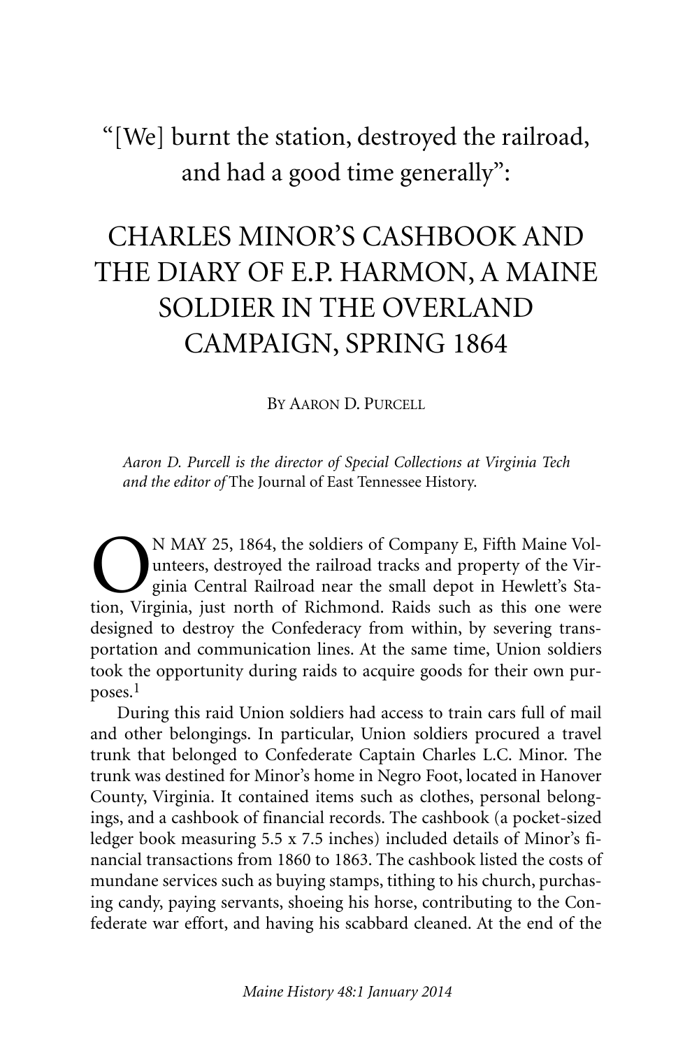"[We] burnt the station, destroyed the railroad, and had a good time generally":

# CHARLES MINOR'S CASHBOOK AND THE DIARY OF E.P. HARMON, A MAINE SOLDIER IN THE OVERLAND CAMPAIGN, SPRING 1864

By Aaron D. Purcell

*Aaron D. Purcell is the director of Special Collections at Virginia Tech and the editor of* The Journal of East Tennessee History.

On May 25, 1864, the soldiers of Company E, Fifth Maine Volunteers, destroyed the railroad tracks and property of the Virginia Central Railroad near the small depot in Hewlett's Station, Virginia, just north of Richmond. Raids such as this one were designed to destroy the Confederacy from within, by severing transportation and communication lines. At the same time, Union soldiers took the opportunity during raids to acquire goods for their own purposes.[1]

During this raid Union soldiers had access to train cars full of mail and other belongings. In particular, Union soldiers procured a travel trunk that belonged to Confederate Captain Charles L.C. Minor. The trunk was destined for Minor's home in Negro Foot, located in Hanover County, Virginia. It contained items such as clothes, personal belongings, and a cashbook of financial records. The cashbook (a pocket-sized ledger book measuring 5.5 x 7.5 inches) included details of Minor's financial transactions from 1860 to 1863. The cashbook listed the costs of mundane services such as buying stamps, tithing to his church, purchasing candy, paying servants, shoeing his horse, contributing to the Confederate war effort, and having his scabbard cleaned. At the end of the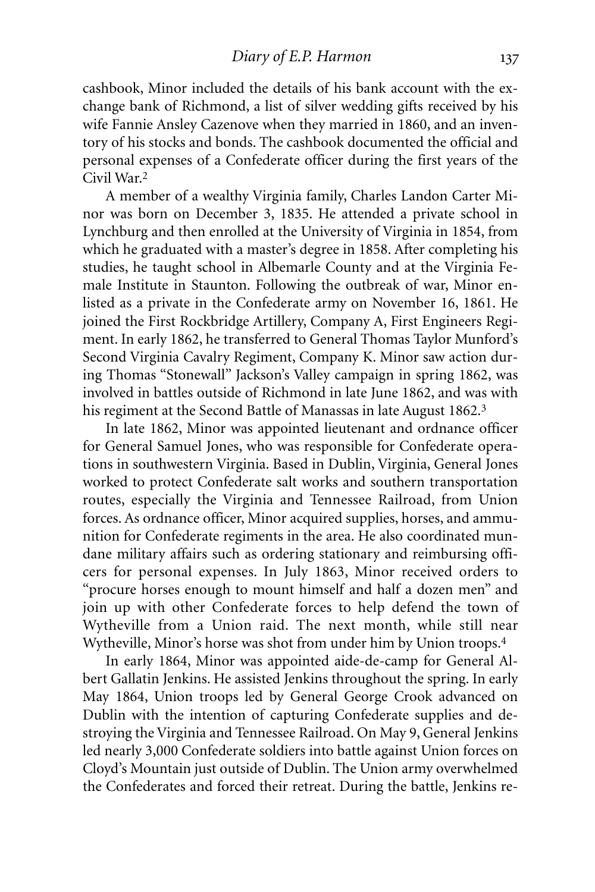cashbook, Minor included the details of his bank account with the exchange bank of Richmond, a list of silver wedding gifts received by his wife Fannie Ansley Cazenove when they married in 1860, and an inventory of his stocks and bonds. The cashbook documented the official and personal expenses of a Confederate officer during the first years of the Civil War.[2]

A member of a wealthy Virginia family, Charles Landon Carter Minor was born on December 3, 1835. He attended a private school in Lynchburg and then enrolled at the University of Virginia in 1854, from which he graduated with a master's degree in 1858. After completing his studies, he taught school in Albemarle County and at the Virginia Female Institute in Staunton. Following the outbreak of war, Minor enlisted as a private in the Confederate army on November 16, 1861. He joined the First Rockbridge Artillery, Company A, First Engineers Regiment. In early 1862, he transferred to General Thomas Taylor Munford's Second Virginia Cavalry Regiment, Company K. Minor saw action during Thomas "Stonewall" Jackson's Valley campaign in spring 1862, was involved in battles outside of Richmond in late June 1862, and was with his regiment at the Second Battle of Manassas in late August 1862.[3]

In late 1862, Minor was appointed lieutenant and ordnance officer for General Samuel Jones, who was responsible for Confederate operations in southwestern Virginia. Based in Dublin, Virginia, General Jones worked to protect Confederate salt works and southern transportation routes, especially the Virginia and Tennessee Railroad, from Union forces. As ordnance officer, Minor acquired supplies, horses, and ammunition for Confederate regiments in the area. He also coordinated mundane military affairs such as ordering stationary and reimbursing officers for personal expenses. In July 1863, Minor received orders to "procure horses enough to mount himself and half a dozen men" and join up with other Confederate forces to help defend the town of Wytheville from a Union raid. The next month, while still near Wytheville, Minor's horse was shot from under him by Union troops.[4]

In early 1864, Minor was appointed aide-de-camp for General Albert Gallatin Jenkins. He assisted Jenkins throughout the spring. In early May 1864, Union troops led by General George Crook advanced on Dublin with the intention of capturing Confederate supplies and destroying the Virginia and Tennessee Railroad. On May 9, General Jenkins led nearly 3,000 Confederate soldiers into battle against Union forces on Cloyd's Mountain just outside of Dublin. The Union army overwhelmed the Confederates and forced their retreat. During the battle, Jenkins re-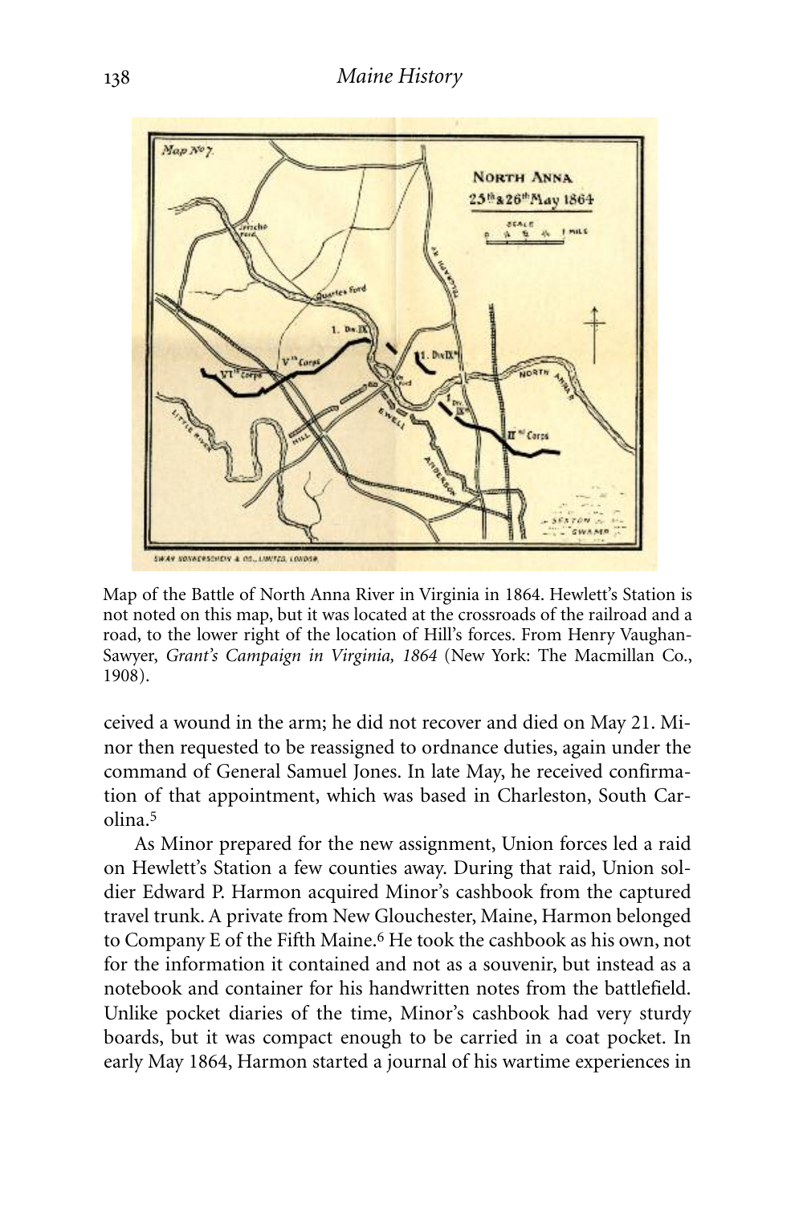Map of the Battle of North Anna River in Virginia in 1864. Hewlett's Station is not noted on this map, but it was located at the crossroads of the railroad and a road, to the lower right of the location of Hill's forces. From Henry Vaughan-Sawyer, *Grant's Campaign in Virginia, 1864* (New York: The Macmillan Co., 1908).

ceived a wound in the arm; he did not recover and died on May 21. Minor then requested to be reassigned to ordnance duties, again under the command of General Samuel Jones. In late May, he received confirmation of that appointment, which was based in Charleston, South Carolina.[5]

As Minor prepared for the new assignment, Union forces led a raid on Hewlett's Station a few counties away. During that raid, Union soldier Edward P. Harmon acquired Minor's cashbook from the captured travel trunk. A private from New Glouchester, Maine, Harmon belonged to Company E of the Fifth Maine.[6] He took the cashbook as his own, not for the information it contained and not as a souvenir, but instead as a notebook and container for his handwritten notes from the battlefield. Unlike pocket diaries of the time, Minor's cashbook had very sturdy boards, but it was compact enough to be carried in a coat pocket. In early May 1864, Harmon started a journal of his wartime experiences in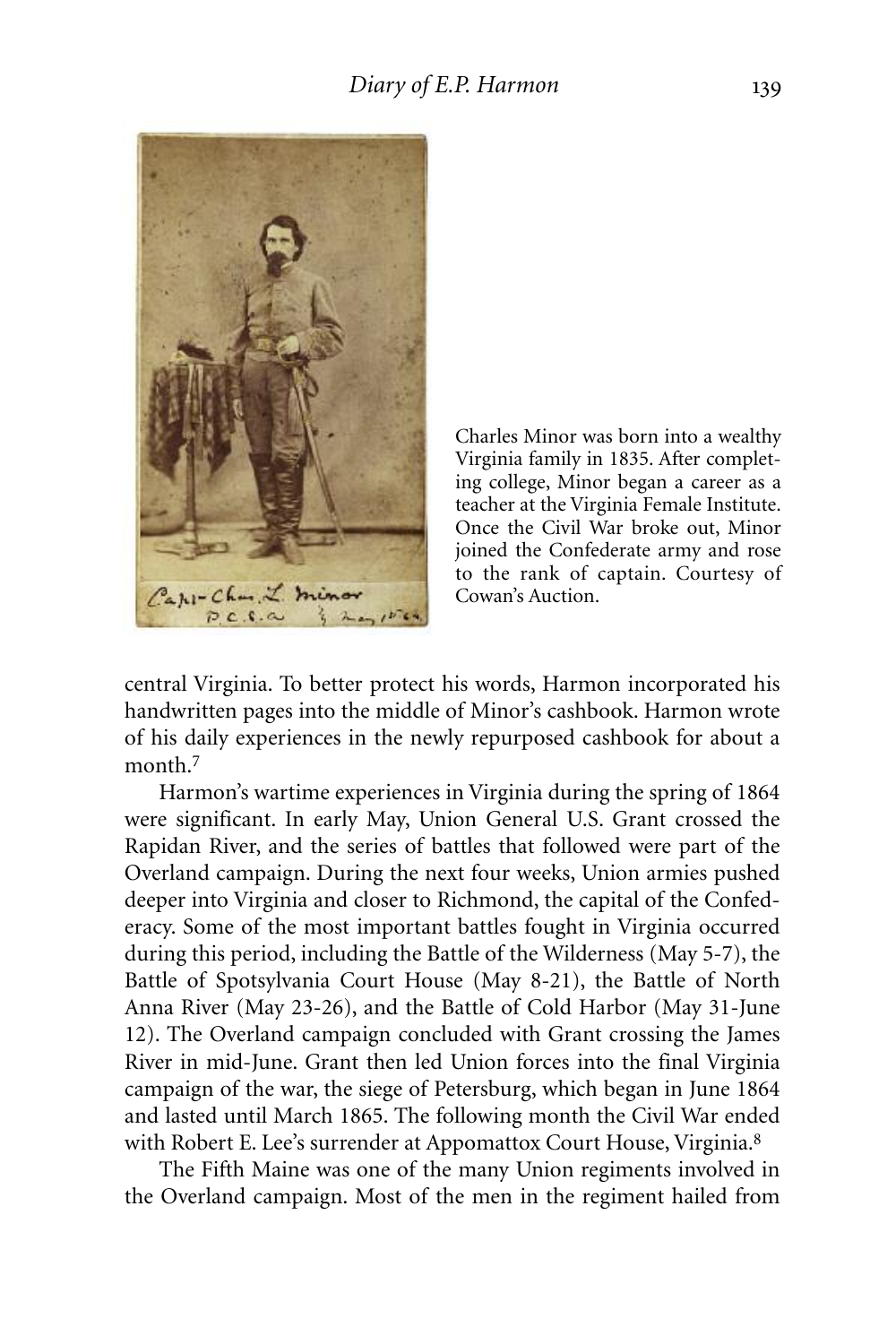Charles Minor was born into a wealthy Virginia family in 1835. After completing college, Minor began a career as a teacher at the Virginia Female Institute. Once the Civil War broke out, Minor joined the Confederate army and rose to the rank of captain. Courtesy of Cowan's Auction.

central Virginia. To better protect his words, Harmon incorporated his handwritten pages into the middle of Minor's cashbook. Harmon wrote of his daily experiences in the newly repurposed cashbook for about a month.[7]

Harmon's wartime experiences in Virginia during the spring of 1864 were significant. In early May, Union General U.S. Grant crossed the Rapidan River, and the series of battles that followed were part of the Overland campaign. During the next four weeks, Union armies pushed deeper into Virginia and closer to Richmond, the capital of the Confederacy. Some of the most important battles fought in Virginia occurred during this period, including the Battle of the Wilderness (May 5-7), the Battle of Spotsylvania Court House (May 8-21), the Battle of North Anna River (May 23-26), and the Battle of Cold Harbor (May 31-June 12). The Overland campaign concluded with Grant crossing the James River in mid-June. Grant then led Union forces into the final Virginia campaign of the war, the siege of Petersburg, which began in June 1864 and lasted until March 1865. The following month the Civil War ended with Robert E. Lee's surrender at Appomattox Court House, Virginia.[8]

The Fifth Maine was one of the many Union regiments involved in the Overland campaign. Most of the men in the regiment hailed from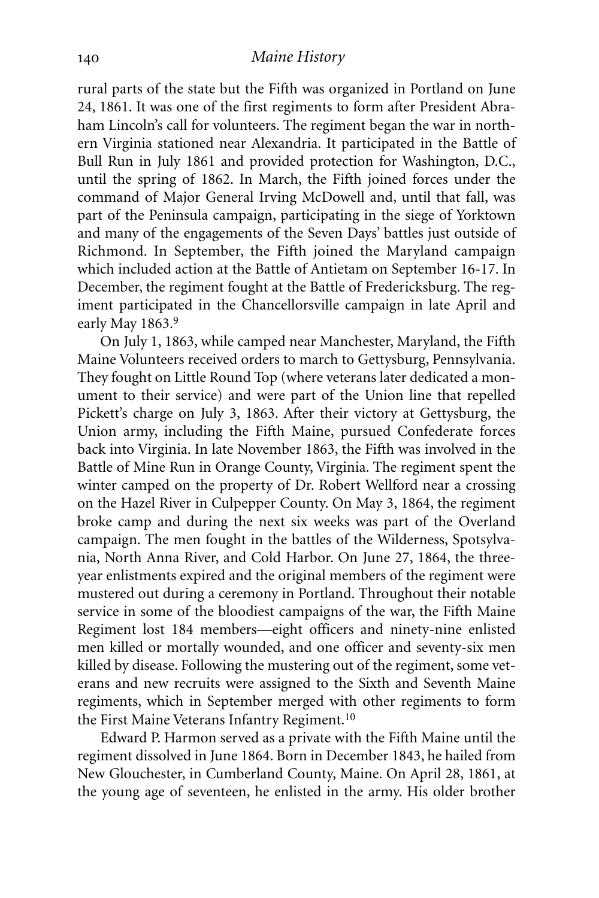rural parts of the state but the Fifth was organized in Portland on June 24, 1861. It was one of the first regiments to form after President Abraham Lincoln's call for volunteers. The regiment began the war in northern Virginia stationed near Alexandria. It participated in the Battle of Bull Run in July 1861 and provided protection for Washington, D.C., until the spring of 1862. In March, the Fifth joined forces under the command of Major General Irving McDowell and, until that fall, was part of the Peninsula campaign, participating in the siege of Yorktown and many of the engagements of the Seven Days' battles just outside of Richmond. In September, the Fifth joined the Maryland campaign which included action at the Battle of Antietam on September 16-17. In December, the regiment fought at the Battle of Fredericksburg. The regiment participated in the Chancellorsville campaign in late April and early May 1863.[9]

On July 1, 1863, while camped near Manchester, Maryland, the Fifth Maine Volunteers received orders to march to Gettysburg, Pennsylvania. They fought on Little Round Top (where veterans later dedicated a monument to their service) and were part of the Union line that repelled Pickett's charge on July 3, 1863. After their victory at Gettysburg, the Union army, including the Fifth Maine, pursued Confederate forces back into Virginia. In late November 1863, the Fifth was involved in the Battle of Mine Run in Orange County, Virginia. The regiment spent the winter camped on the property of Dr. Robert Wellford near a crossing on the Hazel River in Culpepper County. On May 3, 1864, the regiment broke camp and during the next six weeks was part of the Overland campaign. The men fought in the battles of the Wilderness, Spotsylvania, North Anna River, and Cold Harbor. On June 27, 1864, the three-year enlistments expired and the original members of the regiment were mustered out during a ceremony in Portland. Throughout their notable service in some of the bloodiest campaigns of the war, the Fifth Maine Regiment lost 184 members—eight officers and ninety-nine enlisted men killed or mortally wounded, and one officer and seventy-six men killed by disease. Following the mustering out of the regiment, some veterans and new recruits were assigned to the Sixth and Seventh Maine regiments, which in September merged with other regiments to form the First Maine Veterans Infantry Regiment.[10]

Edward P. Harmon served as a private with the Fifth Maine until the regiment dissolved in June 1864. Born in December 1843, he hailed from New Glouchester, in Cumberland County, Maine. On April 28, 1861, at the young age of seventeen, he enlisted in the army. His older brother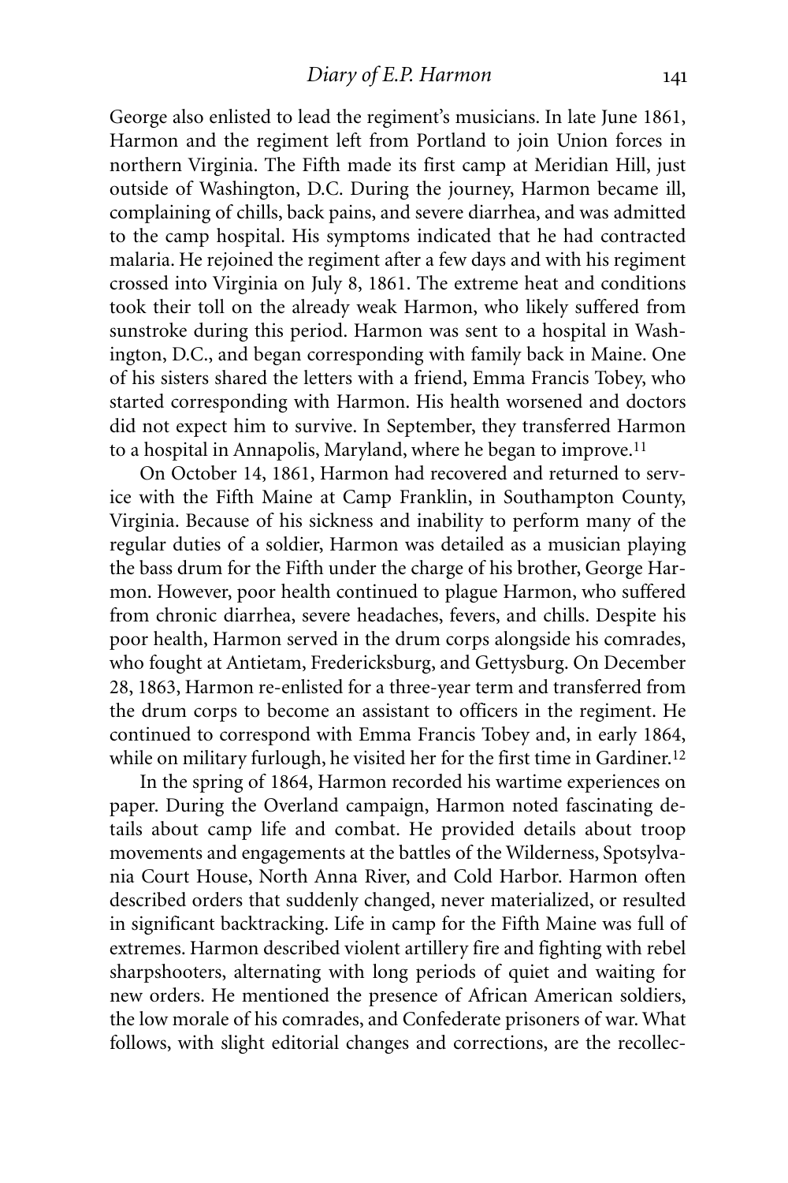George also enlisted to lead the regiment's musicians. In late June 1861, Harmon and the regiment left from Portland to join Union forces in northern Virginia. The Fifth made its first camp at Meridian Hill, just outside of Washington, D.C. During the journey, Harmon became ill, complaining of chills, back pains, and severe diarrhea, and was admitted to the camp hospital. His symptoms indicated that he had contracted malaria. He rejoined the regiment after a few days and with his regiment crossed into Virginia on July 8, 1861. The extreme heat and conditions took their toll on the already weak Harmon, who likely suffered from sunstroke during this period. Harmon was sent to a hospital in Washington, D.C., and began corresponding with family back in Maine. One of his sisters shared the letters with a friend, Emma Francis Tobey, who started corresponding with Harmon. His health worsened and doctors did not expect him to survive. In September, they transferred Harmon to a hospital in Annapolis, Maryland, where he began to improve.[11]

On October 14, 1861, Harmon had recovered and returned to service with the Fifth Maine at Camp Franklin, in Southampton County, Virginia. Because of his sickness and inability to perform many of the regular duties of a soldier, Harmon was detailed as a musician playing the bass drum for the Fifth under the charge of his brother, George Harmon. However, poor health continued to plague Harmon, who suffered from chronic diarrhea, severe headaches, fevers, and chills. Despite his poor health, Harmon served in the drum corps alongside his comrades, who fought at Antietam, Fredericksburg, and Gettysburg. On December 28, 1863, Harmon re-enlisted for a three-year term and transferred from the drum corps to become an assistant to officers in the regiment. He continued to correspond with Emma Francis Tobey and, in early 1864, while on military furlough, he visited her for the first time in Gardiner.[12]

In the spring of 1864, Harmon recorded his wartime experiences on paper. During the Overland campaign, Harmon noted fascinating details about camp life and combat. He provided details about troop movements and engagements at the battles of the Wilderness, Spotsylvania Court House, North Anna River, and Cold Harbor. Harmon often described orders that suddenly changed, never materialized, or resulted in significant backtracking. Life in camp for the Fifth Maine was full of extremes. Harmon described violent artillery fire and fighting with rebel sharpshooters, alternating with long periods of quiet and waiting for new orders. He mentioned the presence of African American soldiers, the low morale of his comrades, and Confederate prisoners of war. What follows, with slight editorial changes and corrections, are the recollec-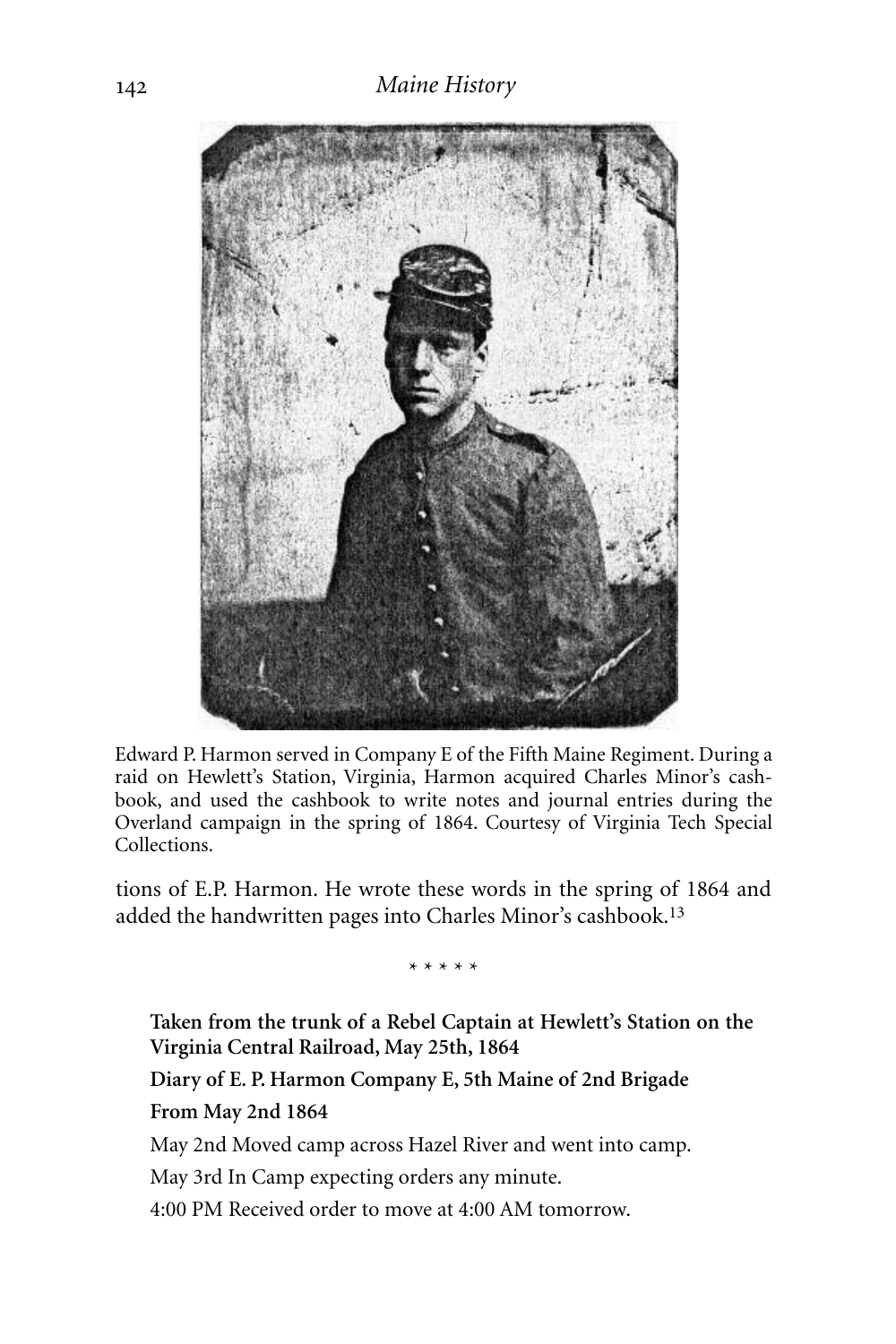Edward P. Harmon served in Company E of the Fifth Maine Regiment. During a raid on Hewlett's Station, Virginia, Harmon acquired Charles Minor's cashbook, and used the cashbook to write notes and journal entries during the Overland campaign in the spring of 1864. Courtesy of Virginia Tech Special Collections.

tions of E.P. Harmon. He wrote these words in the spring of 1864 and added the handwritten pages into Charles Minor's cashbook.[13]

\* \* \* \* \*

**Taken from the trunk of a Rebel Captain at Hewlett's Station on the Virginia Central Railroad, May 25th, 1864**

**Diary of E. P. Harmon Company E, 5th Maine of 2nd Brigade**

**From May 2nd 1864**

May 2nd Moved camp across Hazel River and went into camp.

May 3rd In Camp expecting orders any minute.

4:00 PM Received order to move at 4:00 AM tomorrow.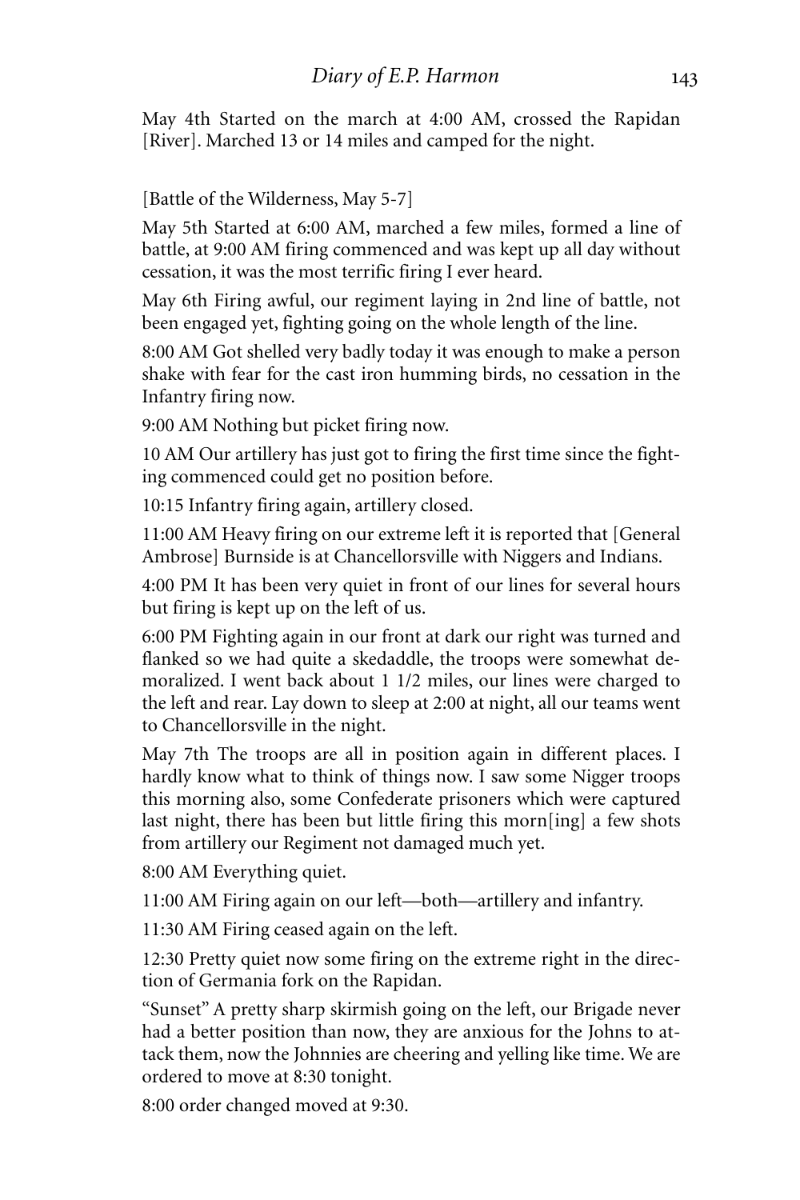May 4th Started on the march at 4:00 AM, crossed the Rapidan [River]. Marched 13 or 14 miles and camped for the night.

[Battle of the Wilderness, May 5-7]

May 5th Started at 6:00 AM, marched a few miles, formed a line of battle, at 9:00 AM firing commenced and was kept up all day without cessation, it was the most terrific firing I ever heard.

May 6th Firing awful, our regiment laying in 2nd line of battle, not been engaged yet, fighting going on the whole length of the line.

8:00 AM Got shelled very badly today it was enough to make a person shake with fear for the cast iron humming birds, no cessation in the Infantry firing now.

9:00 AM Nothing but picket firing now.

10 AM Our artillery has just got to firing the first time since the fighting commenced could get no position before.

10:15 Infantry firing again, artillery closed.

11:00 AM Heavy firing on our extreme left it is reported that [General Ambrose] Burnside is at Chancellorsville with Niggers and Indians.

4:00 PM It has been very quiet in front of our lines for several hours but firing is kept up on the left of us.

6:00 PM Fighting again in our front at dark our right was turned and flanked so we had quite a skedaddle, the troops were somewhat demoralized. I went back about 1 1/2 miles, our lines were charged to the left and rear. Lay down to sleep at 2:00 at night, all our teams went to Chancellorsville in the night.

May 7th The troops are all in position again in different places. I hardly know what to think of things now. I saw some Nigger troops this morning also, some Confederate prisoners which were captured last night, there has been but little firing this morn[ing] a few shots from artillery our Regiment not damaged much yet.

8:00 AM Everything quiet.

11:00 AM Firing again on our left—both—artillery and infantry.

11:30 AM Firing ceased again on the left.

12:30 Pretty quiet now some firing on the extreme right in the direction of Germania fork on the Rapidan.

"Sunset" A pretty sharp skirmish going on the left, our Brigade never had a better position than now, they are anxious for the Johns to attack them, now the Johnnies are cheering and yelling like time. We are ordered to move at 8:30 tonight.

8:00 order changed moved at 9:30.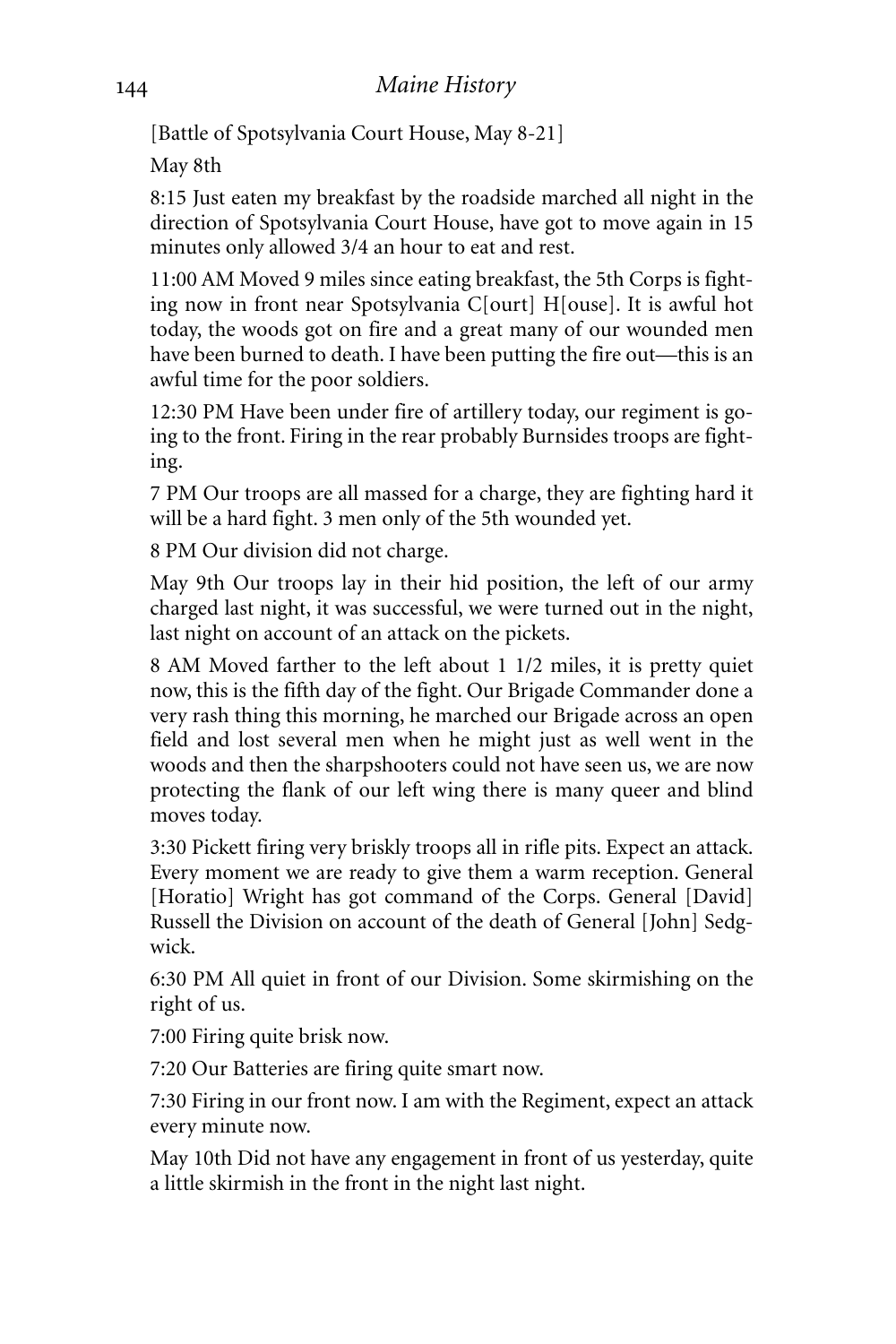[Battle of Spotsylvania Court House, May 8-21]

May 8th

8:15 Just eaten my breakfast by the roadside marched all night in the direction of Spotsylvania Court House, have got to move again in 15 minutes only allowed 3/4 an hour to eat and rest.

11:00 AM Moved 9 miles since eating breakfast, the 5th Corps is fighting now in front near Spotsylvania C[ourt] H[ouse]. It is awful hot today, the woods got on fire and a great many of our wounded men have been burned to death. I have been putting the fire out—this is an awful time for the poor soldiers.

12:30 PM Have been under fire of artillery today, our regiment is going to the front. Firing in the rear probably Burnsides troops are fighting.

7 PM Our troops are all massed for a charge, they are fighting hard it will be a hard fight. 3 men only of the 5th wounded yet.

8 PM Our division did not charge.

May 9th Our troops lay in their hid position, the left of our army charged last night, it was successful, we were turned out in the night, last night on account of an attack on the pickets.

8 AM Moved farther to the left about 1 1/2 miles, it is pretty quiet now, this is the fifth day of the fight. Our Brigade Commander done a very rash thing this morning, he marched our Brigade across an open field and lost several men when he might just as well went in the woods and then the sharpshooters could not have seen us, we are now protecting the flank of our left wing there is many queer and blind moves today.

3:30 Pickett firing very briskly troops all in rifle pits. Expect an attack. Every moment we are ready to give them a warm reception. General [Horatio] Wright has got command of the Corps. General [David] Russell the Division on account of the death of General [John] Sedgwick.

6:30 PM All quiet in front of our Division. Some skirmishing on the right of us.

7:00 Firing quite brisk now.

7:20 Our Batteries are firing quite smart now.

7:30 Firing in our front now. I am with the Regiment, expect an attack every minute now.

May 10th Did not have any engagement in front of us yesterday, quite a little skirmish in the front in the night last night.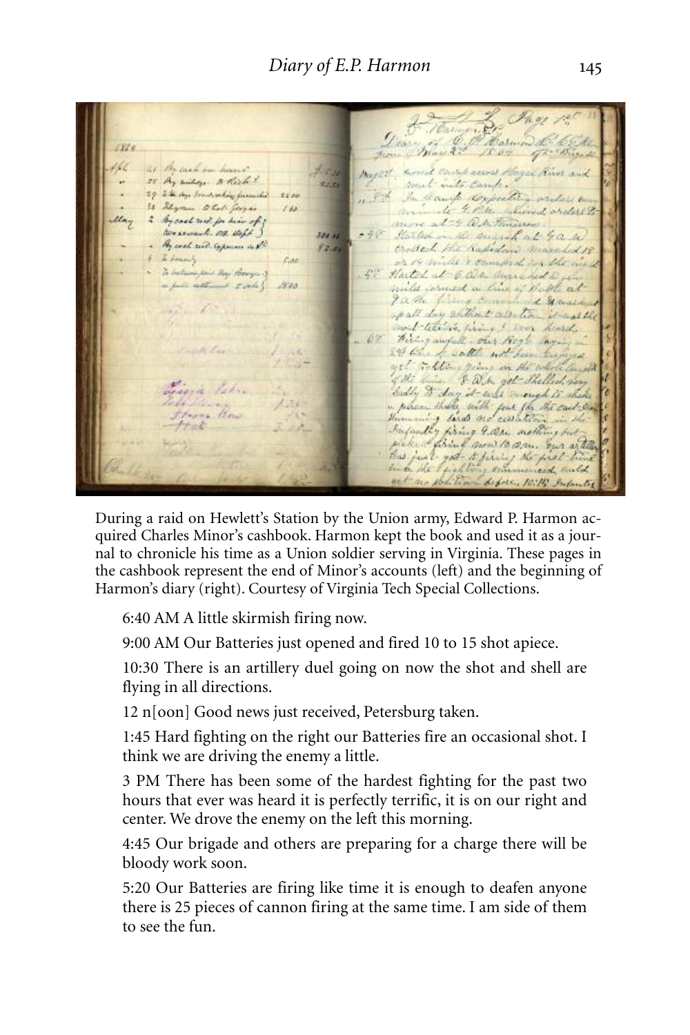During a raid on Hewlett's Station by the Union army, Edward P. Harmon acquired Charles Minor's cashbook. Harmon kept the book and used it as a journal to chronicle his time as a Union soldier serving in Virginia. These pages in the cashbook represent the end of Minor's accounts (left) and the beginning of Harmon's diary (right). Courtesy of Virginia Tech Special Collections.

6:40 AM A little skirmish firing now.

9:00 AM Our Batteries just opened and fired 10 to 15 shot apiece.

10:30 There is an artillery duel going on now the shot and shell are flying in all directions.

12 n[oon] Good news just received, Petersburg taken.

1:45 Hard fighting on the right our Batteries fire an occasional shot. I think we are driving the enemy a little.

3 PM There has been some of the hardest fighting for the past two hours that ever was heard it is perfectly terrific, it is on our right and center. We drove the enemy on the left this morning.

4:45 Our brigade and others are preparing for a charge there will be bloody work soon.

5:20 Our Batteries are firing like time it is enough to deafen anyone there is 25 pieces of cannon firing at the same time. I am side of them to see the fun.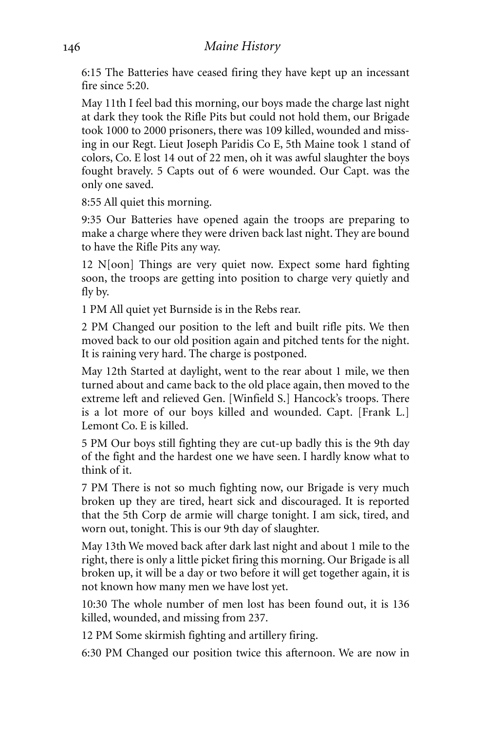6:15 The Batteries have ceased firing they have kept up an incessant fire since 5:20.

May 11th I feel bad this morning, our boys made the charge last night at dark they took the Rifle Pits but could not hold them, our Brigade took 1000 to 2000 prisoners, there was 109 killed, wounded and missing in our Regt. Lieut Joseph Paridis Co E, 5th Maine took 1 stand of colors, Co. E lost 14 out of 22 men, oh it was awful slaughter the boys fought bravely. 5 Capts out of 6 were wounded. Our Capt. was the only one saved.

8:55 All quiet this morning.

9:35 Our Batteries have opened again the troops are preparing to make a charge where they were driven back last night. They are bound to have the Rifle Pits any way.

12 N[oon] Things are very quiet now. Expect some hard fighting soon, the troops are getting into position to charge very quietly and fly by.

1 PM All quiet yet Burnside is in the Rebs rear.

2 PM Changed our position to the left and built rifle pits. We then moved back to our old position again and pitched tents for the night. It is raining very hard. The charge is postponed.

May 12th Started at daylight, went to the rear about 1 mile, we then turned about and came back to the old place again, then moved to the extreme left and relieved Gen. [Winfield S.] Hancock's troops. There is a lot more of our boys killed and wounded. Capt. [Frank L.] Lemont Co. E is killed.

5 PM Our boys still fighting they are cut-up badly this is the 9th day of the fight and the hardest one we have seen. I hardly know what to think of it.

7 PM There is not so much fighting now, our Brigade is very much broken up they are tired, heart sick and discouraged. It is reported that the 5th Corp de armie will charge tonight. I am sick, tired, and worn out, tonight. This is our 9th day of slaughter.

May 13th We moved back after dark last night and about 1 mile to the right, there is only a little picket firing this morning. Our Brigade is all broken up, it will be a day or two before it will get together again, it is not known how many men we have lost yet.

10:30 The whole number of men lost has been found out, it is 136 killed, wounded, and missing from 237.

12 PM Some skirmish fighting and artillery firing.

6:30 PM Changed our position twice this afternoon. We are now in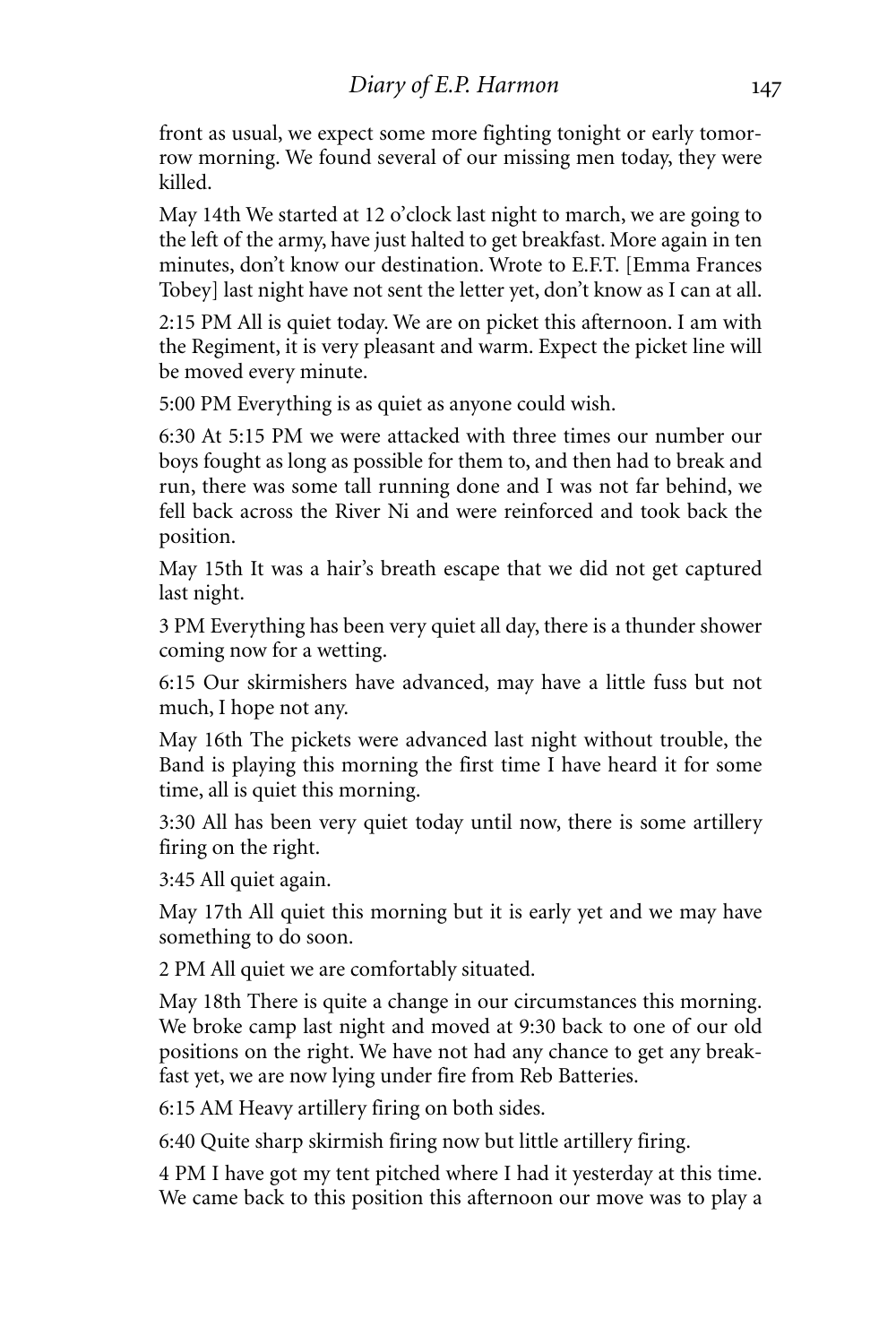front as usual, we expect some more fighting tonight or early tomorrow morning. We found several of our missing men today, they were killed.

May 14th We started at 12 o'clock last night to march, we are going to the left of the army, have just halted to get breakfast. More again in ten minutes, don't know our destination. Wrote to E.F.T. [Emma Frances Tobey] last night have not sent the letter yet, don't know as I can at all.

2:15 PM All is quiet today. We are on picket this afternoon. I am with the Regiment, it is very pleasant and warm. Expect the picket line will be moved every minute.

5:00 PM Everything is as quiet as anyone could wish.

6:30 At 5:15 PM we were attacked with three times our number our boys fought as long as possible for them to, and then had to break and run, there was some tall running done and I was not far behind, we fell back across the River Ni and were reinforced and took back the position.

May 15th It was a hair's breath escape that we did not get captured last night.

3 PM Everything has been very quiet all day, there is a thunder shower coming now for a wetting.

6:15 Our skirmishers have advanced, may have a little fuss but not much, I hope not any.

May 16th The pickets were advanced last night without trouble, the Band is playing this morning the first time I have heard it for some time, all is quiet this morning.

3:30 All has been very quiet today until now, there is some artillery firing on the right.

3:45 All quiet again.

May 17th All quiet this morning but it is early yet and we may have something to do soon.

2 PM All quiet we are comfortably situated.

May 18th There is quite a change in our circumstances this morning. We broke camp last night and moved at 9:30 back to one of our old positions on the right. We have not had any chance to get any breakfast yet, we are now lying under fire from Reb Batteries.

6:15 AM Heavy artillery firing on both sides.

6:40 Quite sharp skirmish firing now but little artillery firing.

4 PM I have got my tent pitched where I had it yesterday at this time. We came back to this position this afternoon our move was to play a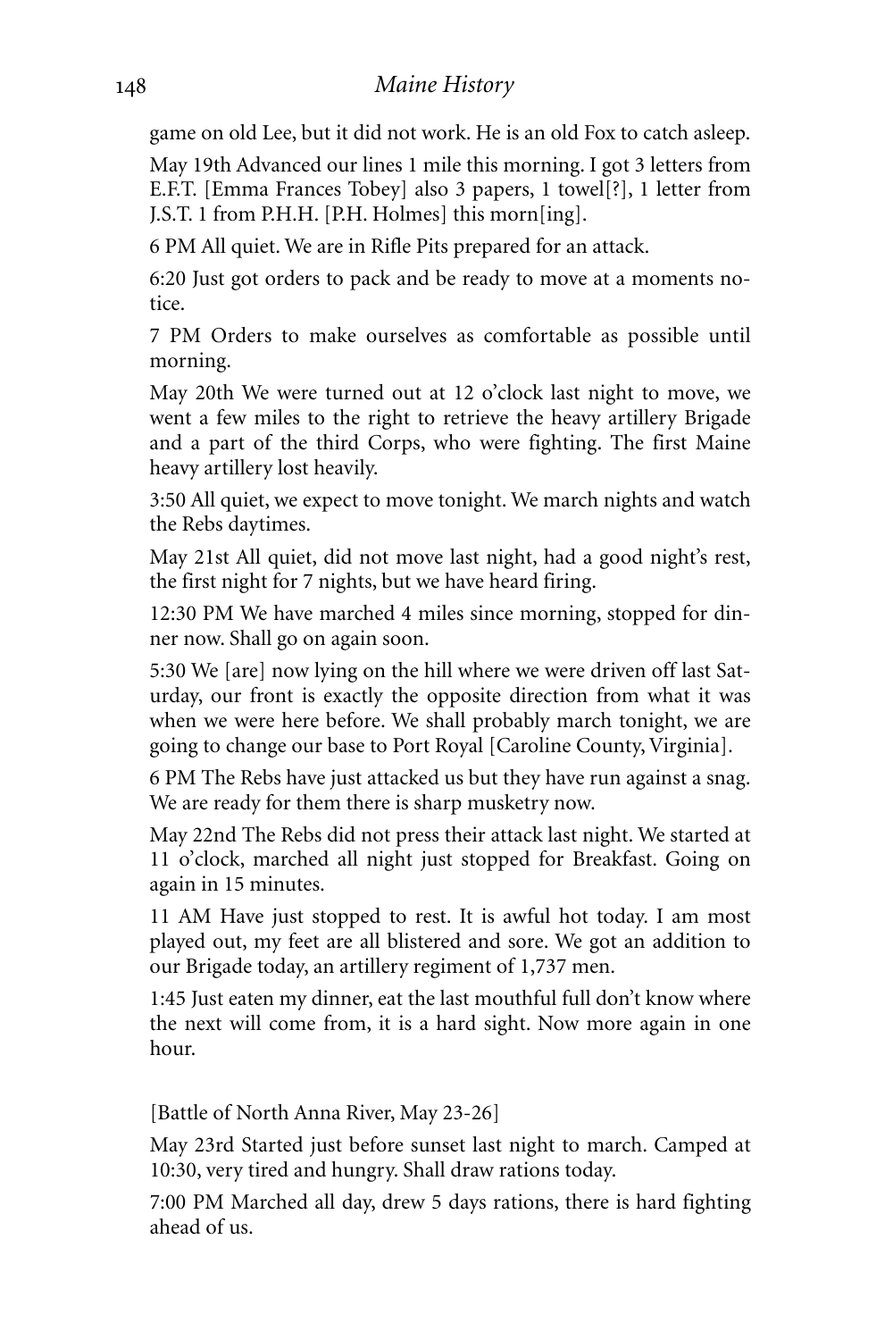game on old Lee, but it did not work. He is an old Fox to catch asleep.

May 19th Advanced our lines 1 mile this morning. I got 3 letters from E.F.T. [Emma Frances Tobey] also 3 papers, 1 towel[?], 1 letter from J.S.T. 1 from P.H.H. [P.H. Holmes] this morn[ing].

6 PM All quiet. We are in Rifle Pits prepared for an attack.

6:20 Just got orders to pack and be ready to move at a moments notice.

7 PM Orders to make ourselves as comfortable as possible until morning.

May 20th We were turned out at 12 o'clock last night to move, we went a few miles to the right to retrieve the heavy artillery Brigade and a part of the third Corps, who were fighting. The first Maine heavy artillery lost heavily.

3:50 All quiet, we expect to move tonight. We march nights and watch the Rebs daytimes.

May 21st All quiet, did not move last night, had a good night's rest, the first night for 7 nights, but we have heard firing.

12:30 PM We have marched 4 miles since morning, stopped for dinner now. Shall go on again soon.

5:30 We [are] now lying on the hill where we were driven off last Saturday, our front is exactly the opposite direction from what it was when we were here before. We shall probably march tonight, we are going to change our base to Port Royal [Caroline County, Virginia].

6 PM The Rebs have just attacked us but they have run against a snag. We are ready for them there is sharp musketry now.

May 22nd The Rebs did not press their attack last night. We started at 11 o'clock, marched all night just stopped for Breakfast. Going on again in 15 minutes.

11 AM Have just stopped to rest. It is awful hot today. I am most played out, my feet are all blistered and sore. We got an addition to our Brigade today, an artillery regiment of 1,737 men.

1:45 Just eaten my dinner, eat the last mouthful full don't know where the next will come from, it is a hard sight. Now more again in one hour.

[Battle of North Anna River, May 23-26]

May 23rd Started just before sunset last night to march. Camped at 10:30, very tired and hungry. Shall draw rations today.

7:00 PM Marched all day, drew 5 days rations, there is hard fighting ahead of us.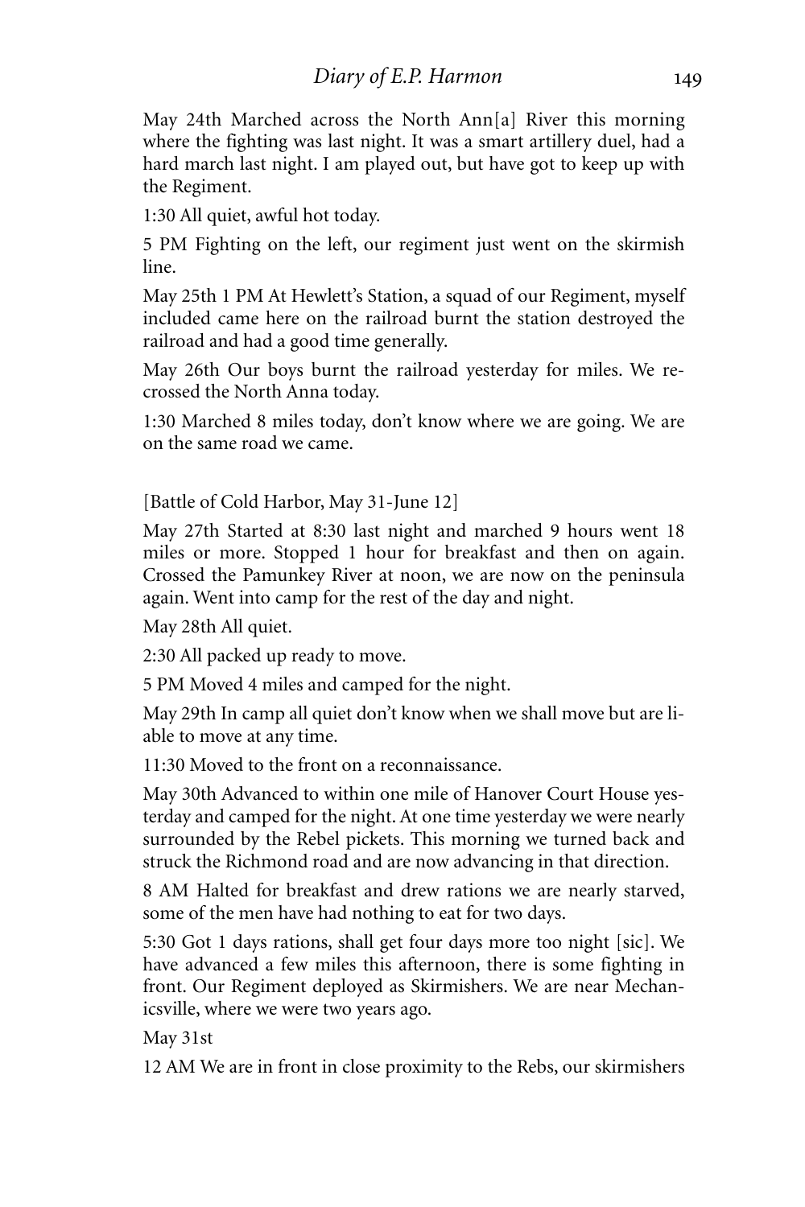May 24th Marched across the North Ann[a] River this morning where the fighting was last night. It was a smart artillery duel, had a hard march last night. I am played out, but have got to keep up with the Regiment.

1:30 All quiet, awful hot today.

5 PM Fighting on the left, our regiment just went on the skirmish line.

May 25th 1 PM At Hewlett's Station, a squad of our Regiment, myself included came here on the railroad burnt the station destroyed the railroad and had a good time generally.

May 26th Our boys burnt the railroad yesterday for miles. We recrossed the North Anna today.

1:30 Marched 8 miles today, don't know where we are going. We are on the same road we came.

[Battle of Cold Harbor, May 31-June 12]

May 27th Started at 8:30 last night and marched 9 hours went 18 miles or more. Stopped 1 hour for breakfast and then on again. Crossed the Pamunkey River at noon, we are now on the peninsula again. Went into camp for the rest of the day and night.

May 28th All quiet.

2:30 All packed up ready to move.

5 PM Moved 4 miles and camped for the night.

May 29th In camp all quiet don't know when we shall move but are liable to move at any time.

11:30 Moved to the front on a reconnaissance.

May 30th Advanced to within one mile of Hanover Court House yesterday and camped for the night. At one time yesterday we were nearly surrounded by the Rebel pickets. This morning we turned back and struck the Richmond road and are now advancing in that direction.

8 AM Halted for breakfast and drew rations we are nearly starved, some of the men have had nothing to eat for two days.

5:30 Got 1 days rations, shall get four days more too night [sic]. We have advanced a few miles this afternoon, there is some fighting in front. Our Regiment deployed as Skirmishers. We are near Mechanicsville, where we were two years ago.

May 31st

12 AM We are in front in close proximity to the Rebs, our skirmishers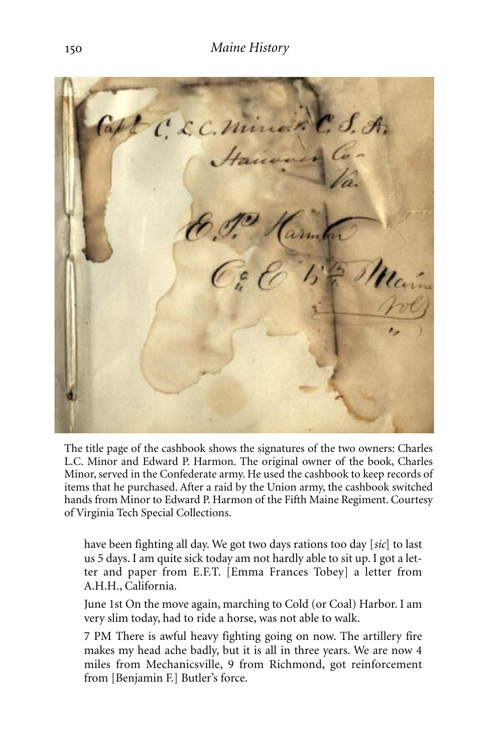The title page of the cashbook shows the signatures of the two owners: Charles L.C. Minor and Edward P. Harmon. The original owner of the book, Charles Minor, served in the Confederate army. He used the cashbook to keep records of items that he purchased. After a raid by the Union army, the cashbook switched hands from Minor to Edward P. Harmon of the Fifth Maine Regiment. Courtesy of Virginia Tech Special Collections.

> have been fighting all day. We got two days rations too day [*sic*] to last us 5 days. I am quite sick today am not hardly able to sit up. I got a letter and paper from E.F.T. [Emma Frances Tobey] a letter from A.H.H., California.
>
> June 1st On the move again, marching to Cold (or Coal) Harbor. I am very slim today, had to ride a horse, was not able to walk.
>
> 7 PM There is awful heavy fighting going on now. The artillery fire makes my head ache badly, but it is all in three years. We are now 4 miles from Mechanicsville, 9 from Richmond, got reinforcement from [Benjamin F.] Butler's force.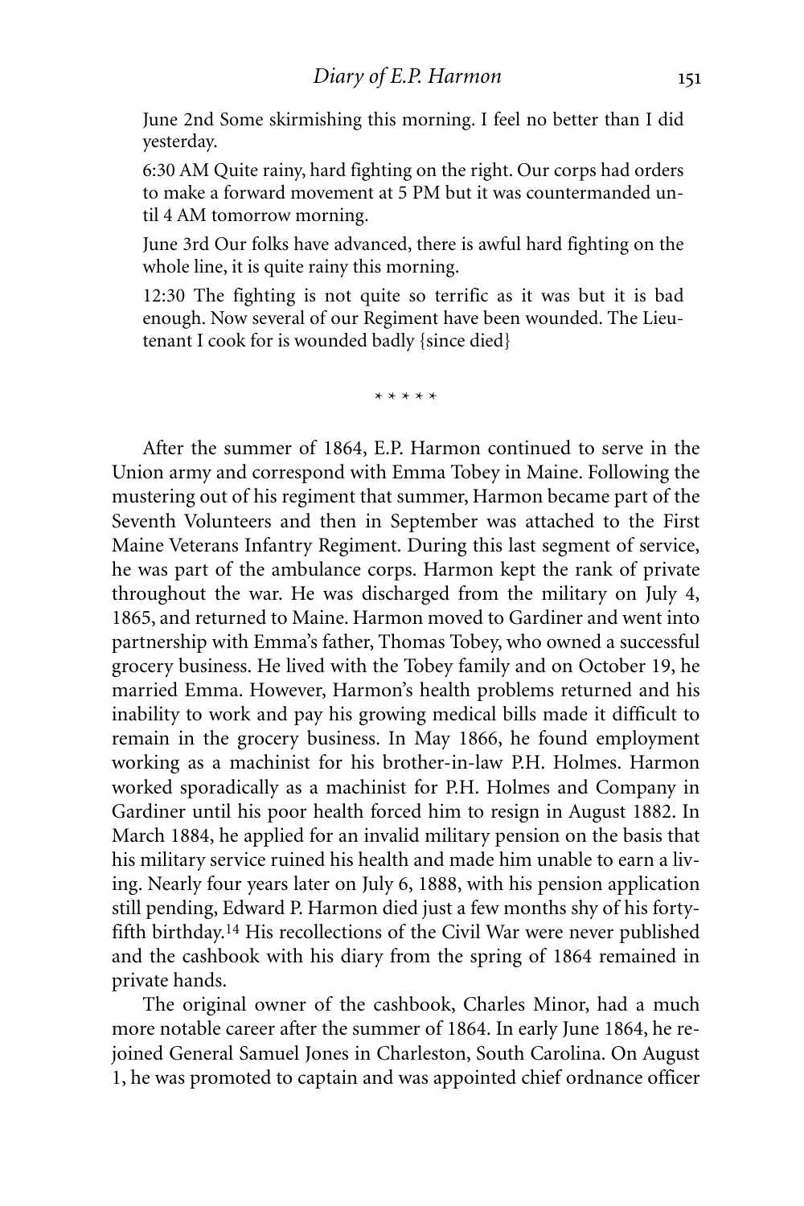June 2nd Some skirmishing this morning. I feel no better than I did yesterday.

6:30 AM Quite rainy, hard fighting on the right. Our corps had orders to make a forward movement at 5 PM but it was countermanded until 4 AM tomorrow morning.

June 3rd Our folks have advanced, there is awful hard fighting on the whole line, it is quite rainy this morning.

12:30 The fighting is not quite so terrific as it was but it is bad enough. Now several of our Regiment have been wounded. The Lieutenant I cook for is wounded badly {since died}

\* \* \* \* \*

After the summer of 1864, E.P. Harmon continued to serve in the Union army and correspond with Emma Tobey in Maine. Following the mustering out of his regiment that summer, Harmon became part of the Seventh Volunteers and then in September was attached to the First Maine Veterans Infantry Regiment. During this last segment of service, he was part of the ambulance corps. Harmon kept the rank of private throughout the war. He was discharged from the military on July 4, 1865, and returned to Maine. Harmon moved to Gardiner and went into partnership with Emma's father, Thomas Tobey, who owned a successful grocery business. He lived with the Tobey family and on October 19, he married Emma. However, Harmon's health problems returned and his inability to work and pay his growing medical bills made it difficult to remain in the grocery business. In May 1866, he found employment working as a machinist for his brother-in-law P.H. Holmes. Harmon worked sporadically as a machinist for P.H. Holmes and Company in Gardiner until his poor health forced him to resign in August 1882. In March 1884, he applied for an invalid military pension on the basis that his military service ruined his health and made him unable to earn a living. Nearly four years later on July 6, 1888, with his pension application still pending, Edward P. Harmon died just a few months shy of his forty-fifth birthday.[14] His recollections of the Civil War were never published and the cashbook with his diary from the spring of 1864 remained in private hands.

The original owner of the cashbook, Charles Minor, had a much more notable career after the summer of 1864. In early June 1864, he rejoined General Samuel Jones in Charleston, South Carolina. On August 1, he was promoted to captain and was appointed chief ordnance officer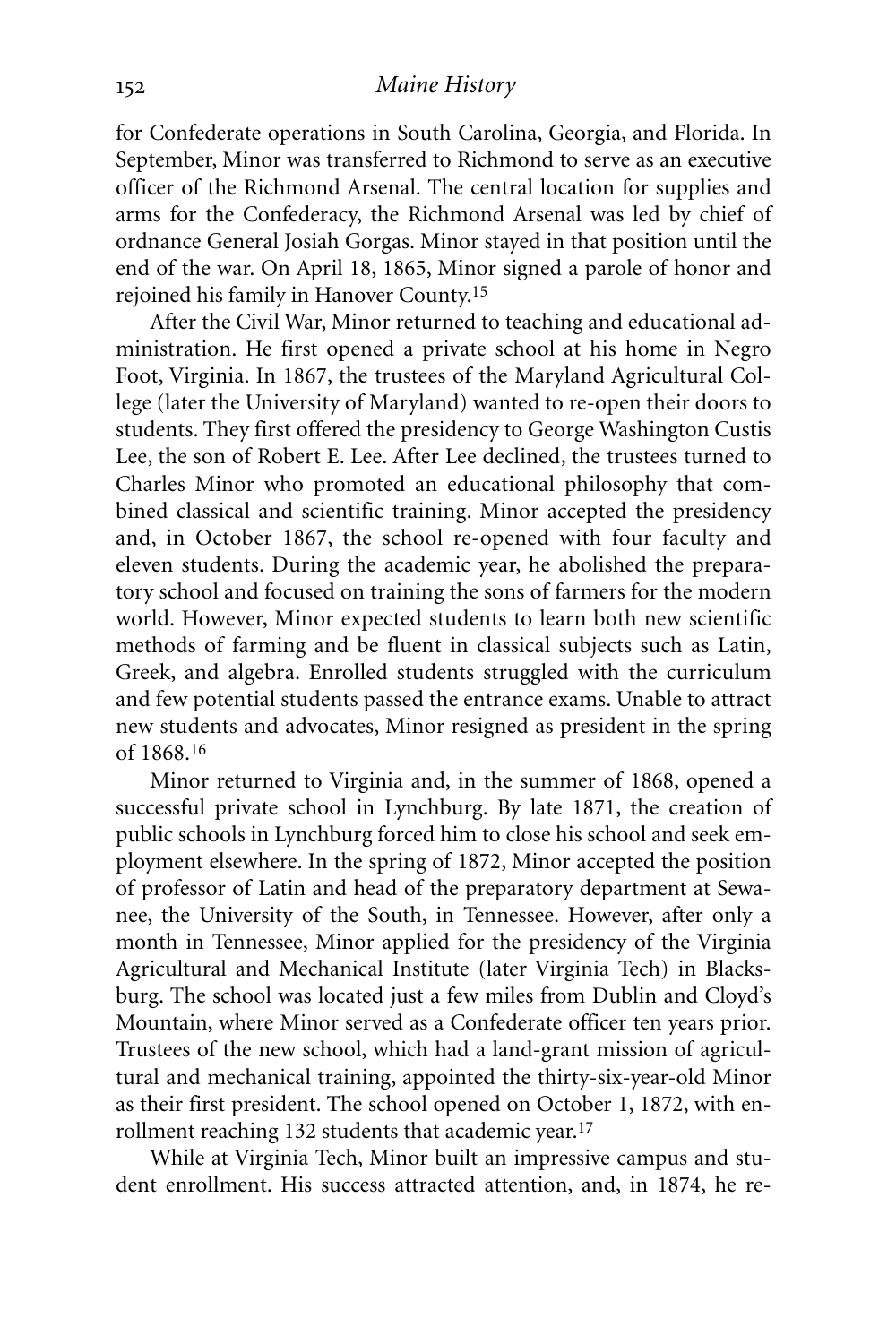for Confederate operations in South Carolina, Georgia, and Florida. In September, Minor was transferred to Richmond to serve as an executive officer of the Richmond Arsenal. The central location for supplies and arms for the Confederacy, the Richmond Arsenal was led by chief of ordnance General Josiah Gorgas. Minor stayed in that position until the end of the war. On April 18, 1865, Minor signed a parole of honor and rejoined his family in Hanover County.[15]

After the Civil War, Minor returned to teaching and educational administration. He first opened a private school at his home in Negro Foot, Virginia. In 1867, the trustees of the Maryland Agricultural College (later the University of Maryland) wanted to re-open their doors to students. They first offered the presidency to George Washington Custis Lee, the son of Robert E. Lee. After Lee declined, the trustees turned to Charles Minor who promoted an educational philosophy that combined classical and scientific training. Minor accepted the presidency and, in October 1867, the school re-opened with four faculty and eleven students. During the academic year, he abolished the preparatory school and focused on training the sons of farmers for the modern world. However, Minor expected students to learn both new scientific methods of farming and be fluent in classical subjects such as Latin, Greek, and algebra. Enrolled students struggled with the curriculum and few potential students passed the entrance exams. Unable to attract new students and advocates, Minor resigned as president in the spring of 1868.[16]

Minor returned to Virginia and, in the summer of 1868, opened a successful private school in Lynchburg. By late 1871, the creation of public schools in Lynchburg forced him to close his school and seek employment elsewhere. In the spring of 1872, Minor accepted the position of professor of Latin and head of the preparatory department at Sewanee, the University of the South, in Tennessee. However, after only a month in Tennessee, Minor applied for the presidency of the Virginia Agricultural and Mechanical Institute (later Virginia Tech) in Blacksburg. The school was located just a few miles from Dublin and Cloyd's Mountain, where Minor served as a Confederate officer ten years prior. Trustees of the new school, which had a land-grant mission of agricultural and mechanical training, appointed the thirty-six-year-old Minor as their first president. The school opened on October 1, 1872, with enrollment reaching 132 students that academic year.[17]

While at Virginia Tech, Minor built an impressive campus and student enrollment. His success attracted attention, and, in 1874, he re-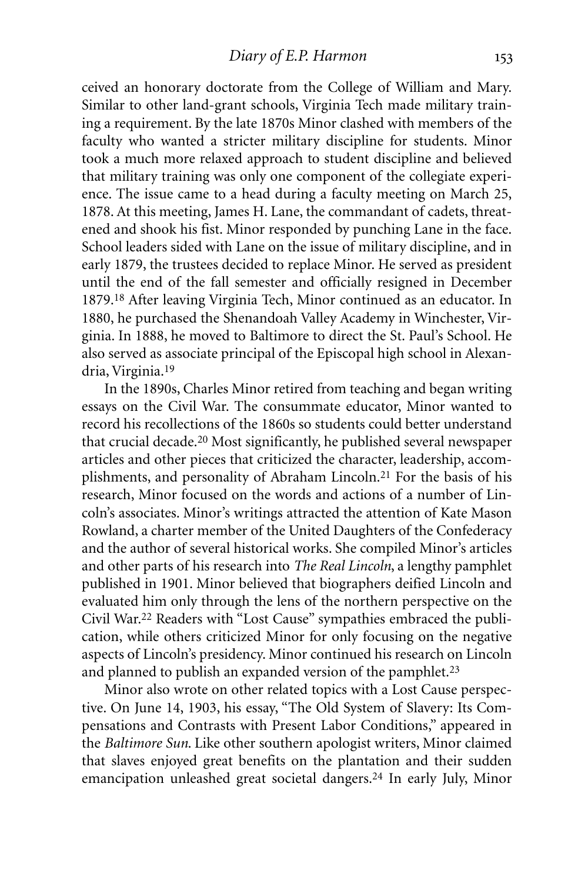ceived an honorary doctorate from the College of William and Mary. Similar to other land-grant schools, Virginia Tech made military training a requirement. By the late 1870s Minor clashed with members of the faculty who wanted a stricter military discipline for students. Minor took a much more relaxed approach to student discipline and believed that military training was only one component of the collegiate experience. The issue came to a head during a faculty meeting on March 25, 1878. At this meeting, James H. Lane, the commandant of cadets, threatened and shook his fist. Minor responded by punching Lane in the face. School leaders sided with Lane on the issue of military discipline, and in early 1879, the trustees decided to replace Minor. He served as president until the end of the fall semester and officially resigned in December 1879.[18] After leaving Virginia Tech, Minor continued as an educator. In 1880, he purchased the Shenandoah Valley Academy in Winchester, Virginia. In 1888, he moved to Baltimore to direct the St. Paul's School. He also served as associate principal of the Episcopal high school in Alexandria, Virginia.[19]

In the 1890s, Charles Minor retired from teaching and began writing essays on the Civil War. The consummate educator, Minor wanted to record his recollections of the 1860s so students could better understand that crucial decade.[20] Most significantly, he published several newspaper articles and other pieces that criticized the character, leadership, accomplishments, and personality of Abraham Lincoln.[21] For the basis of his research, Minor focused on the words and actions of a number of Lincoln's associates. Minor's writings attracted the attention of Kate Mason Rowland, a charter member of the United Daughters of the Confederacy and the author of several historical works. She compiled Minor's articles and other parts of his research into *The Real Lincoln*, a lengthy pamphlet published in 1901. Minor believed that biographers deified Lincoln and evaluated him only through the lens of the northern perspective on the Civil War.[22] Readers with "Lost Cause" sympathies embraced the publication, while others criticized Minor for only focusing on the negative aspects of Lincoln's presidency. Minor continued his research on Lincoln and planned to publish an expanded version of the pamphlet.[23]

Minor also wrote on other related topics with a Lost Cause perspective. On June 14, 1903, his essay, "The Old System of Slavery: Its Compensations and Contrasts with Present Labor Conditions," appeared in the *Baltimore Sun*. Like other southern apologist writers, Minor claimed that slaves enjoyed great benefits on the plantation and their sudden emancipation unleashed great societal dangers.[24] In early July, Minor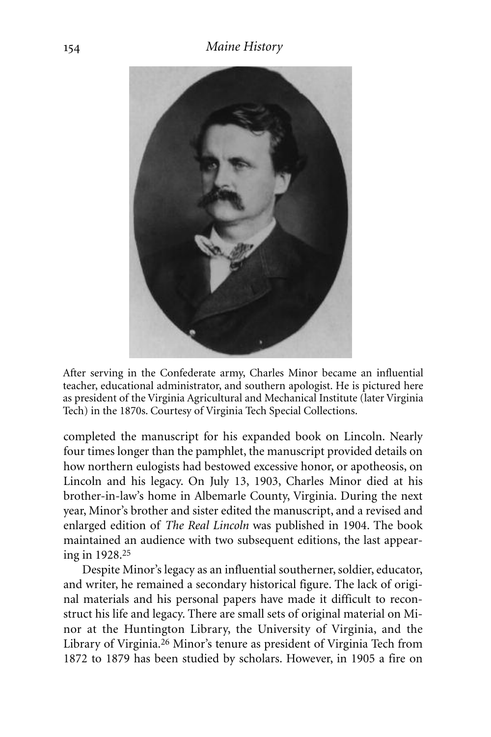After serving in the Confederate army, Charles Minor became an influential teacher, educational administrator, and southern apologist. He is pictured here as president of the Virginia Agricultural and Mechanical Institute (later Virginia Tech) in the 1870s. Courtesy of Virginia Tech Special Collections.

completed the manuscript for his expanded book on Lincoln. Nearly four times longer than the pamphlet, the manuscript provided details on how northern eulogists had bestowed excessive honor, or apotheosis, on Lincoln and his legacy. On July 13, 1903, Charles Minor died at his brother-in-law's home in Albemarle County, Virginia. During the next year, Minor's brother and sister edited the manuscript, and a revised and enlarged edition of *The Real Lincoln* was published in 1904. The book maintained an audience with two subsequent editions, the last appearing in 1928.[25]

Despite Minor's legacy as an influential southerner, soldier, educator, and writer, he remained a secondary historical figure. The lack of original materials and his personal papers have made it difficult to reconstruct his life and legacy. There are small sets of original material on Minor at the Huntington Library, the University of Virginia, and the Library of Virginia.[26] Minor's tenure as president of Virginia Tech from 1872 to 1879 has been studied by scholars. However, in 1905 a fire on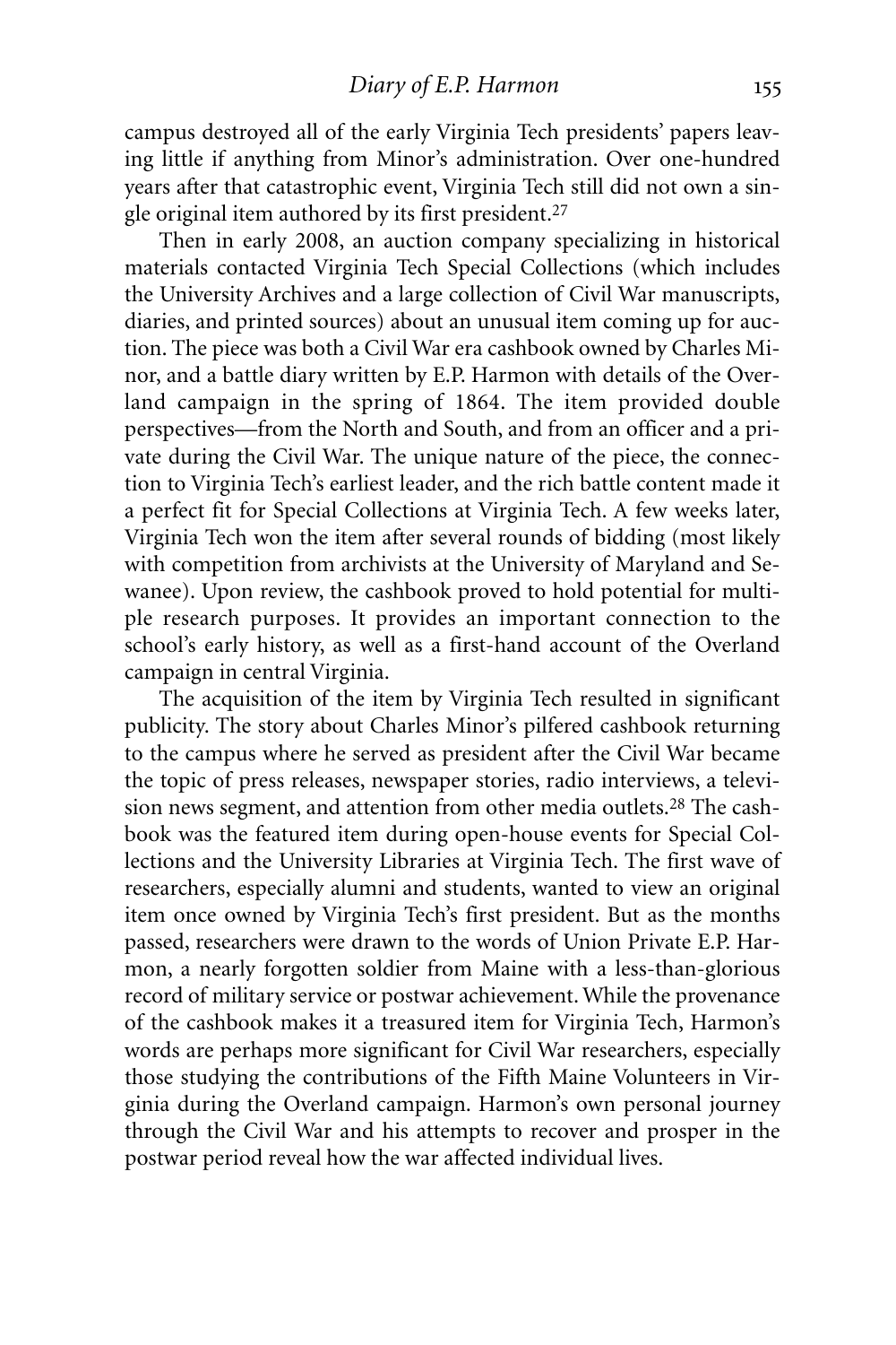campus destroyed all of the early Virginia Tech presidents' papers leaving little if anything from Minor's administration. Over one-hundred years after that catastrophic event, Virginia Tech still did not own a single original item authored by its first president.[27]

Then in early 2008, an auction company specializing in historical materials contacted Virginia Tech Special Collections (which includes the University Archives and a large collection of Civil War manuscripts, diaries, and printed sources) about an unusual item coming up for auction. The piece was both a Civil War era cashbook owned by Charles Minor, and a battle diary written by E.P. Harmon with details of the Overland campaign in the spring of 1864. The item provided double perspectives—from the North and South, and from an officer and a private during the Civil War. The unique nature of the piece, the connection to Virginia Tech's earliest leader, and the rich battle content made it a perfect fit for Special Collections at Virginia Tech. A few weeks later, Virginia Tech won the item after several rounds of bidding (most likely with competition from archivists at the University of Maryland and Sewanee). Upon review, the cashbook proved to hold potential for multiple research purposes. It provides an important connection to the school's early history, as well as a first-hand account of the Overland campaign in central Virginia.

The acquisition of the item by Virginia Tech resulted in significant publicity. The story about Charles Minor's pilfered cashbook returning to the campus where he served as president after the Civil War became the topic of press releases, newspaper stories, radio interviews, a television news segment, and attention from other media outlets.[28] The cashbook was the featured item during open-house events for Special Collections and the University Libraries at Virginia Tech. The first wave of researchers, especially alumni and students, wanted to view an original item once owned by Virginia Tech's first president. But as the months passed, researchers were drawn to the words of Union Private E.P. Harmon, a nearly forgotten soldier from Maine with a less-than-glorious record of military service or postwar achievement. While the provenance of the cashbook makes it a treasured item for Virginia Tech, Harmon's words are perhaps more significant for Civil War researchers, especially those studying the contributions of the Fifth Maine Volunteers in Virginia during the Overland campaign. Harmon's own personal journey through the Civil War and his attempts to recover and prosper in the postwar period reveal how the war affected individual lives.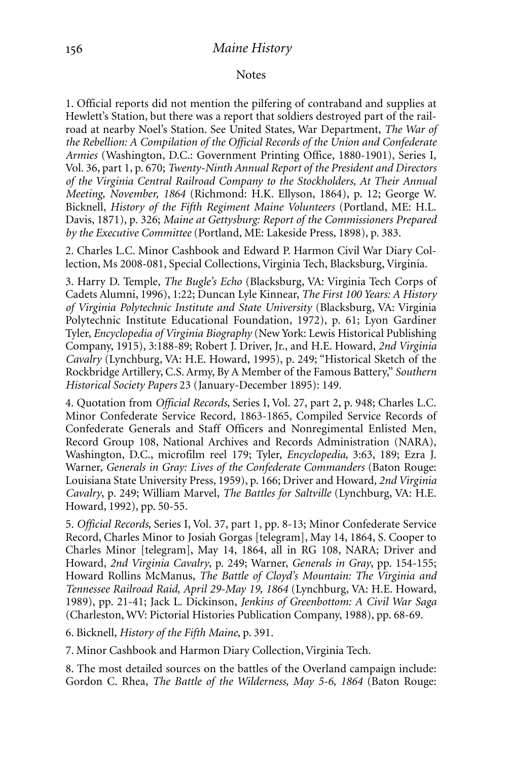## Notes

1. Official reports did not mention the pilfering of contraband and supplies at Hewlett's Station, but there was a report that soldiers destroyed part of the railroad at nearby Noel's Station. See United States, War Department, *The War of the Rebellion: A Compilation of the Official Records of the Union and Confederate Armies* (Washington, D.C.: Government Printing Office, 1880-1901), Series I, Vol. 36, part 1, p. 670; *Twenty-Ninth Annual Report of the President and Directors of the Virginia Central Railroad Company to the Stockholders, At Their Annual Meeting, November, 1864* (Richmond: H.K. Ellyson, 1864), p. 12; George W. Bicknell, *History of the Fifth Regiment Maine Volunteers* (Portland, ME: H.L. Davis, 1871), p. 326; *Maine at Gettysburg: Report of the Commissioners Prepared by the Executive Committee* (Portland, ME: Lakeside Press, 1898), p. 383.

2. Charles L.C. Minor Cashbook and Edward P. Harmon Civil War Diary Collection, Ms 2008-081, Special Collections, Virginia Tech, Blacksburg, Virginia.

3. Harry D. Temple, *The Bugle's Echo* (Blacksburg, VA: Virginia Tech Corps of Cadets Alumni, 1996), 1:22; Duncan Lyle Kinnear, *The First 100 Years: A History of Virginia Polytechnic Institute and State University* (Blacksburg, VA: Virginia Polytechnic Institute Educational Foundation, 1972), p. 61; Lyon Gardiner Tyler, *Encyclopedia of Virginia Biography* (New York: Lewis Historical Publishing Company, 1915), 3:188-89; Robert J. Driver, Jr., and H.E. Howard, *2nd Virginia Cavalry* (Lynchburg, VA: H.E. Howard, 1995), p. 249; "Historical Sketch of the Rockbridge Artillery, C.S. Army, By A Member of the Famous Battery," *Southern Historical Society Papers* 23 (January-December 1895): 149.

4. Quotation from *Official Records*, Series I, Vol. 27, part 2, p. 948; Charles L.C. Minor Confederate Service Record, 1863-1865, Compiled Service Records of Confederate Generals and Staff Officers and Nonregimental Enlisted Men, Record Group 108, National Archives and Records Administration (NARA), Washington, D.C., microfilm reel 179; Tyler, *Encyclopedia*, 3:63, 189; Ezra J. Warner, *Generals in Gray: Lives of the Confederate Commanders* (Baton Rouge: Louisiana State University Press, 1959), p. 166; Driver and Howard, *2nd Virginia Cavalry*, p. 249; William Marvel, *The Battles for Saltville* (Lynchburg, VA: H.E. Howard, 1992), pp. 50-55.

5. *Official Records*, Series I, Vol. 37, part 1, pp. 8-13; Minor Confederate Service Record, Charles Minor to Josiah Gorgas [telegram], May 14, 1864, S. Cooper to Charles Minor [telegram], May 14, 1864, all in RG 108, NARA; Driver and Howard, *2nd Virginia Cavalry*, p. 249; Warner, *Generals in Gray*, pp. 154-155; Howard Rollins McManus, *The Battle of Cloyd's Mountain: The Virginia and Tennessee Railroad Raid, April 29-May 19, 1864* (Lynchburg, VA: H.E. Howard, 1989), pp. 21-41; Jack L. Dickinson, *Jenkins of Greenbottom: A Civil War Saga* (Charleston, WV: Pictorial Histories Publication Company, 1988), pp. 68-69.

6. Bicknell, *History of the Fifth Maine*, p. 391.

7. Minor Cashbook and Harmon Diary Collection, Virginia Tech.

8. The most detailed sources on the battles of the Overland campaign include: Gordon C. Rhea, *The Battle of the Wilderness, May 5-6, 1864* (Baton Rouge: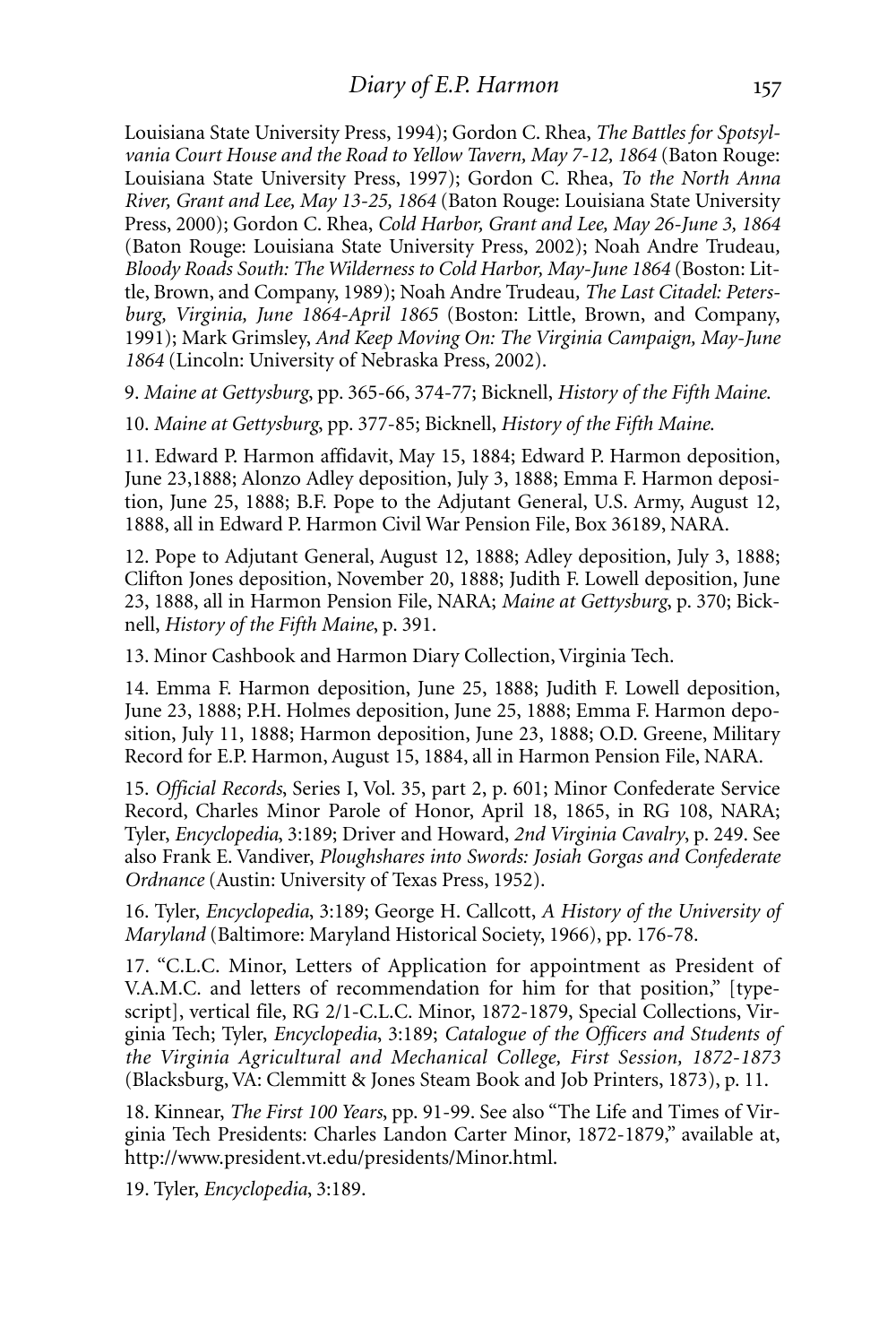Louisiana State University Press, 1994); Gordon C. Rhea, *The Battles for Spotsylvania Court House and the Road to Yellow Tavern, May 7-12, 1864* (Baton Rouge: Louisiana State University Press, 1997); Gordon C. Rhea, *To the North Anna River, Grant and Lee, May 13-25, 1864* (Baton Rouge: Louisiana State University Press, 2000); Gordon C. Rhea, *Cold Harbor, Grant and Lee, May 26-June 3, 1864* (Baton Rouge: Louisiana State University Press, 2002); Noah Andre Trudeau, *Bloody Roads South: The Wilderness to Cold Harbor, May-June 1864* (Boston: Little, Brown, and Company, 1989); Noah Andre Trudeau, *The Last Citadel: Petersburg, Virginia, June 1864-April 1865* (Boston: Little, Brown, and Company, 1991); Mark Grimsley, *And Keep Moving On: The Virginia Campaign, May-June 1864* (Lincoln: University of Nebraska Press, 2002).

9. *Maine at Gettysburg*, pp. 365-66, 374-77; Bicknell, *History of the Fifth Maine.*

10. *Maine at Gettysburg*, pp. 377-85; Bicknell, *History of the Fifth Maine.*

11. Edward P. Harmon affidavit, May 15, 1884; Edward P. Harmon deposition, June 23,1888; Alonzo Adley deposition, July 3, 1888; Emma F. Harmon deposition, June 25, 1888; B.F. Pope to the Adjutant General, U.S. Army, August 12, 1888, all in Edward P. Harmon Civil War Pension File, Box 36189, NARA.

12. Pope to Adjutant General, August 12, 1888; Adley deposition, July 3, 1888; Clifton Jones deposition, November 20, 1888; Judith F. Lowell deposition, June 23, 1888, all in Harmon Pension File, NARA; *Maine at Gettysburg*, p. 370; Bicknell, *History of the Fifth Maine*, p. 391.

13. Minor Cashbook and Harmon Diary Collection, Virginia Tech.

14. Emma F. Harmon deposition, June 25, 1888; Judith F. Lowell deposition, June 23, 1888; P.H. Holmes deposition, June 25, 1888; Emma F. Harmon deposition, July 11, 1888; Harmon deposition, June 23, 1888; O.D. Greene, Military Record for E.P. Harmon, August 15, 1884, all in Harmon Pension File, NARA.

15. *Official Records*, Series I, Vol. 35, part 2, p. 601; Minor Confederate Service Record, Charles Minor Parole of Honor, April 18, 1865, in RG 108, NARA; Tyler, *Encyclopedia*, 3:189; Driver and Howard, *2nd Virginia Cavalry*, p. 249. See also Frank E. Vandiver, *Ploughshares into Swords: Josiah Gorgas and Confederate Ordnance* (Austin: University of Texas Press, 1952).

16. Tyler, *Encyclopedia*, 3:189; George H. Callcott, *A History of the University of Maryland* (Baltimore: Maryland Historical Society, 1966), pp. 176-78.

17. "C.L.C. Minor, Letters of Application for appointment as President of V.A.M.C. and letters of recommendation for him for that position," [typescript], vertical file, RG 2/1-C.L.C. Minor, 1872-1879, Special Collections, Virginia Tech; Tyler, *Encyclopedia*, 3:189; *Catalogue of the Officers and Students of the Virginia Agricultural and Mechanical College, First Session, 1872-1873* (Blacksburg, VA: Clemmitt & Jones Steam Book and Job Printers, 1873), p. 11.

18. Kinnear, *The First 100 Years*, pp. 91-99. See also "The Life and Times of Virginia Tech Presidents: Charles Landon Carter Minor, 1872-1879," available at, http://www.president.vt.edu/presidents/Minor.html.

19. Tyler, *Encyclopedia*, 3:189.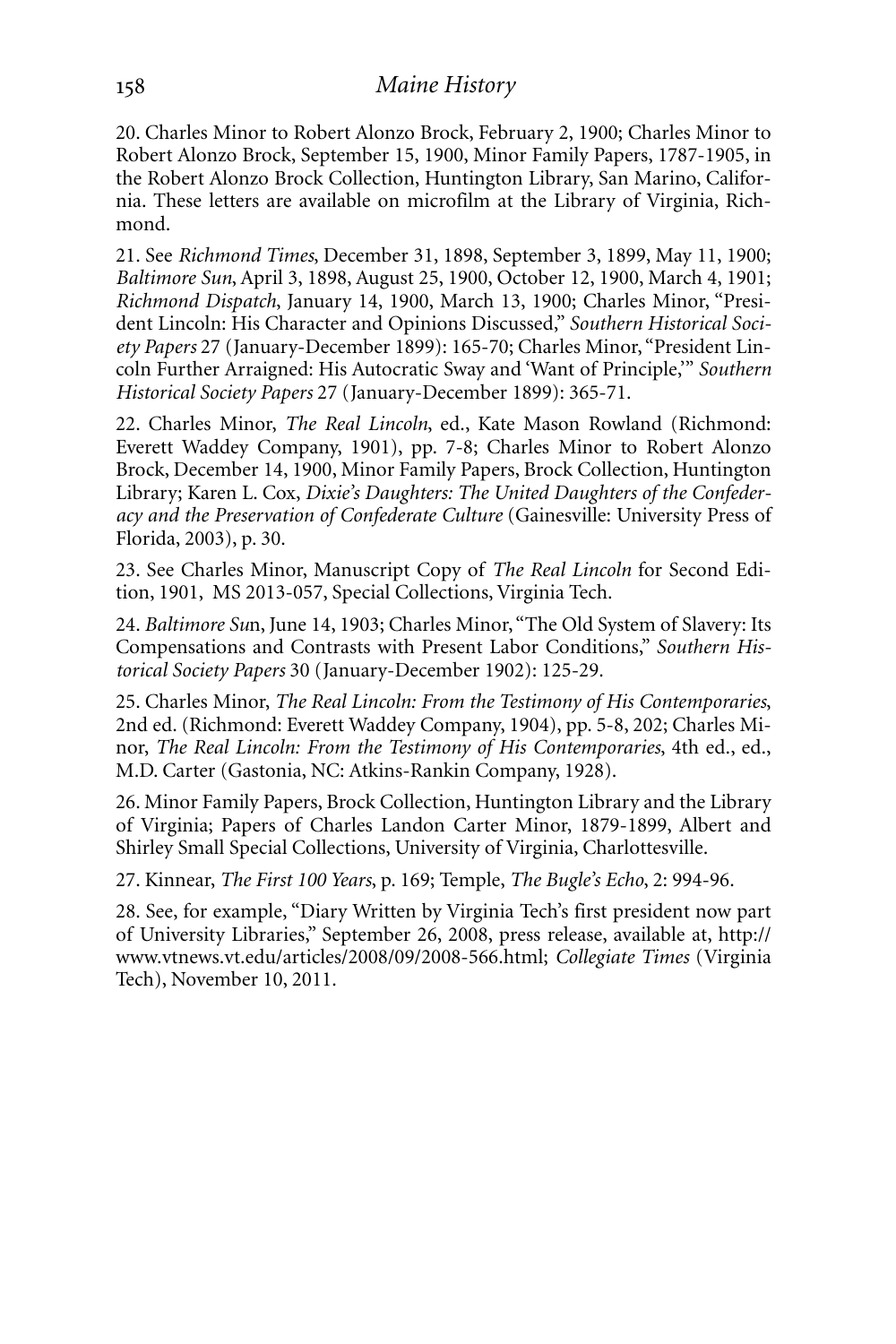20. Charles Minor to Robert Alonzo Brock, February 2, 1900; Charles Minor to Robert Alonzo Brock, September 15, 1900, Minor Family Papers, 1787-1905, in the Robert Alonzo Brock Collection, Huntington Library, San Marino, California. These letters are available on microfilm at the Library of Virginia, Richmond.

21. See *Richmond Times*, December 31, 1898, September 3, 1899, May 11, 1900; *Baltimore Sun*, April 3, 1898, August 25, 1900, October 12, 1900, March 4, 1901; *Richmond Dispatch*, January 14, 1900, March 13, 1900; Charles Minor, "President Lincoln: His Character and Opinions Discussed," *Southern Historical Society Papers* 27 (January-December 1899): 165-70; Charles Minor, "President Lincoln Further Arraigned: His Autocratic Sway and 'Want of Principle,'" *Southern Historical Society Papers* 27 (January-December 1899): 365-71.

22. Charles Minor, *The Real Lincoln*, ed., Kate Mason Rowland (Richmond: Everett Waddey Company, 1901), pp. 7-8; Charles Minor to Robert Alonzo Brock, December 14, 1900, Minor Family Papers, Brock Collection, Huntington Library; Karen L. Cox, *Dixie's Daughters: The United Daughters of the Confederacy and the Preservation of Confederate Culture* (Gainesville: University Press of Florida, 2003), p. 30.

23. See Charles Minor, Manuscript Copy of *The Real Lincoln* for Second Edition, 1901, MS 2013-057, Special Collections, Virginia Tech.

24. *Baltimore Su*n, June 14, 1903; Charles Minor, "The Old System of Slavery: Its Compensations and Contrasts with Present Labor Conditions," *Southern Historical Society Papers* 30 (January-December 1902): 125-29.

25. Charles Minor, *The Real Lincoln: From the Testimony of His Contemporaries*, 2nd ed. (Richmond: Everett Waddey Company, 1904), pp. 5-8, 202; Charles Minor, *The Real Lincoln: From the Testimony of His Contemporaries*, 4th ed., ed., M.D. Carter (Gastonia, NC: Atkins-Rankin Company, 1928).

26. Minor Family Papers, Brock Collection, Huntington Library and the Library of Virginia; Papers of Charles Landon Carter Minor, 1879-1899, Albert and Shirley Small Special Collections, University of Virginia, Charlottesville.

27. Kinnear, *The First 100 Years*, p. 169; Temple, *The Bugle's Echo*, 2: 994-96.

28. See, for example, "Diary Written by Virginia Tech's first president now part of University Libraries," September 26, 2008, press release, available at, http://www.vtnews.vt.edu/articles/2008/09/2008-566.html; *Collegiate Times* (Virginia Tech), November 10, 2011.